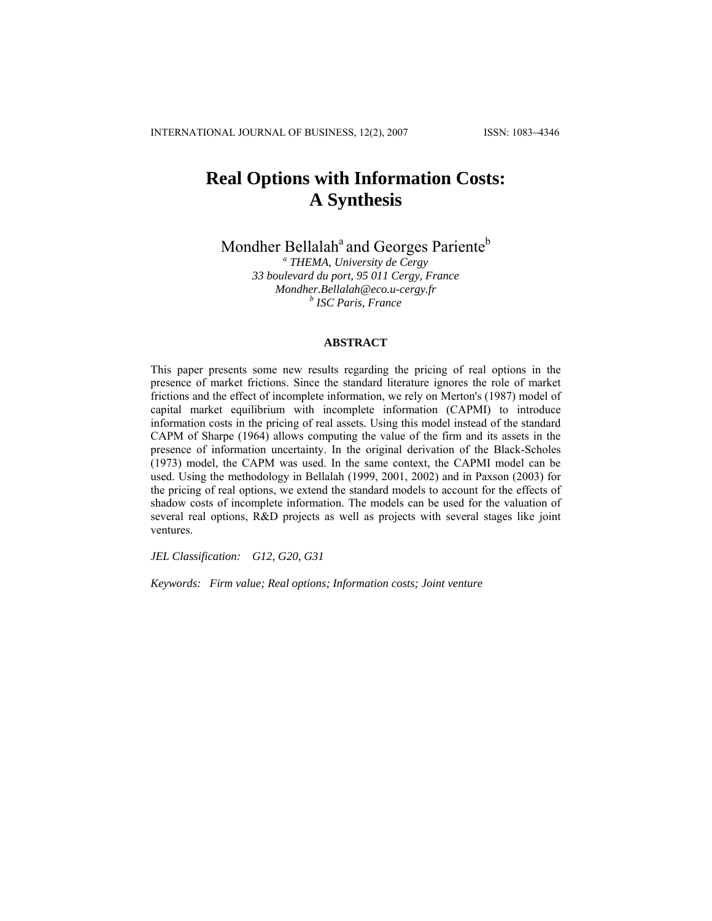# Real Options with Information Costs: A Synthesis

Mondher Bellalah[a] and Georges Pariente[b]

[a] *THEMA, University de Cergy*
*33 boulevard du port, 95 011 Cergy, France*
*Mondher.Bellalah@eco.u-cergy.fr*
[b] *ISC Paris, France*

## ABSTRACT

This paper presents some new results regarding the pricing of real options in the presence of market frictions. Since the standard literature ignores the role of market frictions and the effect of incomplete information, we rely on Merton's (1987) model of capital market equilibrium with incomplete information (CAPMI) to introduce information costs in the pricing of real assets. Using this model instead of the standard CAPM of Sharpe (1964) allows computing the value of the firm and its assets in the presence of information uncertainty. In the original derivation of the Black-Scholes (1973) model, the CAPM was used. In the same context, the CAPMI model can be used. Using the methodology in Bellalah (1999, 2001, 2002) and in Paxson (2003) for the pricing of real options, we extend the standard models to account for the effects of shadow costs of incomplete information. The models can be used for the valuation of several real options, R&D projects as well as projects with several stages like joint ventures.

*JEL Classification:* G12, G20, G31

*Keywords:* Firm value; Real options; Information costs; Joint venture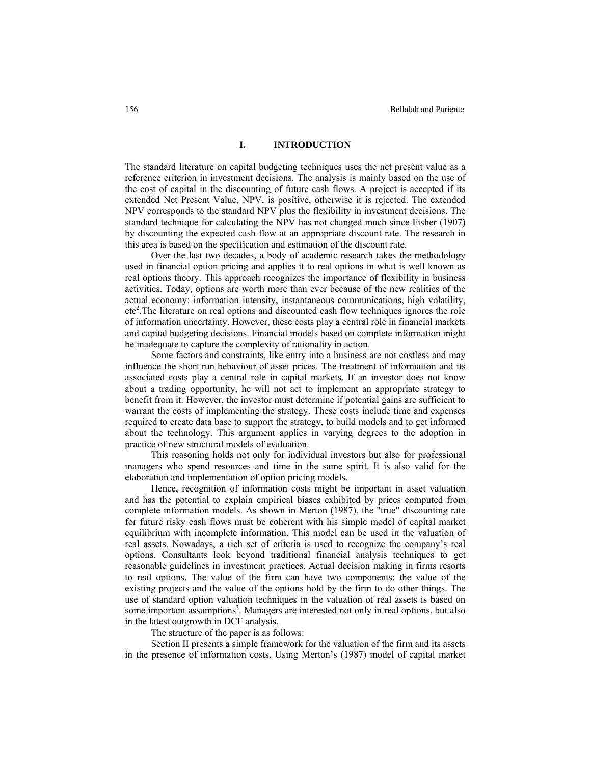## I. INTRODUCTION

The standard literature on capital budgeting techniques uses the net present value as a reference criterion in investment decisions. The analysis is mainly based on the use of the cost of capital in the discounting of future cash flows. A project is accepted if its extended Net Present Value, NPV, is positive, otherwise it is rejected. The extended NPV corresponds to the standard NPV plus the flexibility in investment decisions. The standard technique for calculating the NPV has not changed much since Fisher (1907) by discounting the expected cash flow at an appropriate discount rate. The research in this area is based on the specification and estimation of the discount rate.

Over the last two decades, a body of academic research takes the methodology used in financial option pricing and applies it to real options in what is well known as real options theory. This approach recognizes the importance of flexibility in business activities. Today, options are worth more than ever because of the new realities of the actual economy: information intensity, instantaneous communications, high volatility, etc[2].The literature on real options and discounted cash flow techniques ignores the role of information uncertainty. However, these costs play a central role in financial markets and capital budgeting decisions. Financial models based on complete information might be inadequate to capture the complexity of rationality in action.

Some factors and constraints, like entry into a business are not costless and may influence the short run behaviour of asset prices. The treatment of information and its associated costs play a central role in capital markets. If an investor does not know about a trading opportunity, he will not act to implement an appropriate strategy to benefit from it. However, the investor must determine if potential gains are sufficient to warrant the costs of implementing the strategy. These costs include time and expenses required to create data base to support the strategy, to build models and to get informed about the technology. This argument applies in varying degrees to the adoption in practice of new structural models of evaluation.

This reasoning holds not only for individual investors but also for professional managers who spend resources and time in the same spirit. It is also valid for the elaboration and implementation of option pricing models.

Hence, recognition of information costs might be important in asset valuation and has the potential to explain empirical biases exhibited by prices computed from complete information models. As shown in Merton (1987), the "true" discounting rate for future risky cash flows must be coherent with his simple model of capital market equilibrium with incomplete information. This model can be used in the valuation of real assets. Nowadays, a rich set of criteria is used to recognize the company's real options. Consultants look beyond traditional financial analysis techniques to get reasonable guidelines in investment practices. Actual decision making in firms resorts to real options. The value of the firm can have two components: the value of the existing projects and the value of the options hold by the firm to do other things. The use of standard option valuation techniques in the valuation of real assets is based on some important assumptions[3]. Managers are interested not only in real options, but also in the latest outgrowth in DCF analysis.

The structure of the paper is as follows:

Section II presents a simple framework for the valuation of the firm and its assets in the presence of information costs. Using Merton's (1987) model of capital market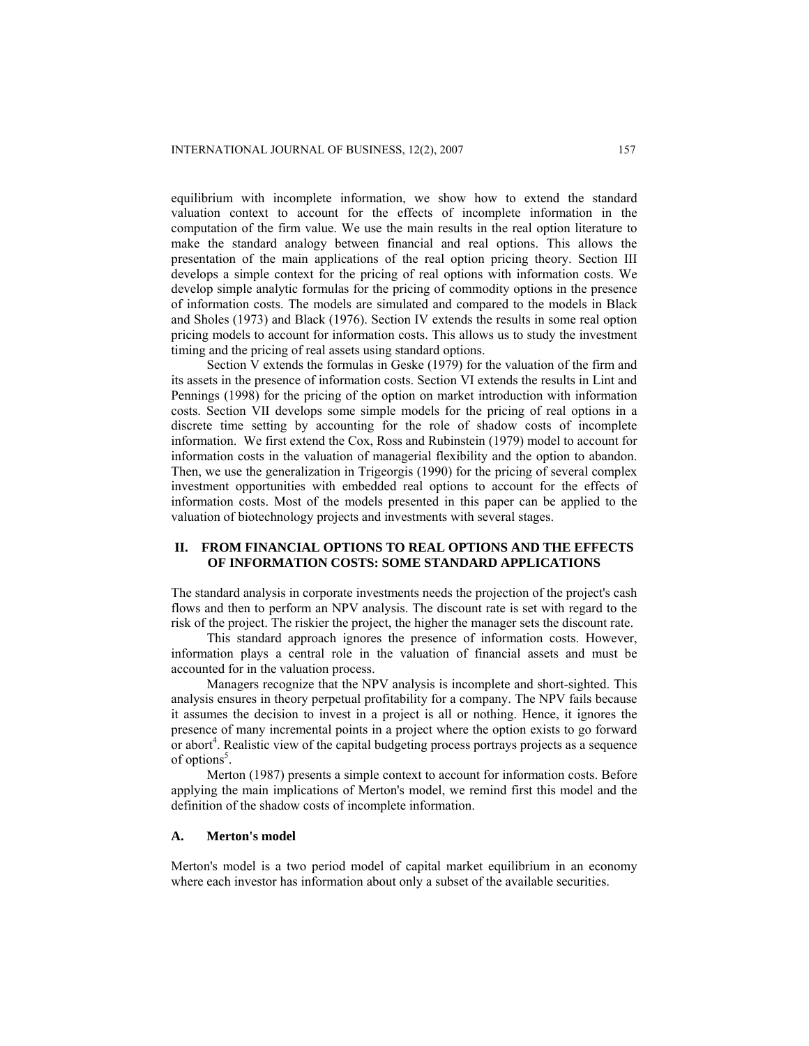equilibrium with incomplete information, we show how to extend the standard valuation context to account for the effects of incomplete information in the computation of the firm value. We use the main results in the real option literature to make the standard analogy between financial and real options. This allows the presentation of the main applications of the real option pricing theory. Section III develops a simple context for the pricing of real options with information costs. We develop simple analytic formulas for the pricing of commodity options in the presence of information costs. The models are simulated and compared to the models in Black and Sholes (1973) and Black (1976). Section IV extends the results in some real option pricing models to account for information costs. This allows us to study the investment timing and the pricing of real assets using standard options.

Section V extends the formulas in Geske (1979) for the valuation of the firm and its assets in the presence of information costs. Section VI extends the results in Lint and Pennings (1998) for the pricing of the option on market introduction with information costs. Section VII develops some simple models for the pricing of real options in a discrete time setting by accounting for the role of shadow costs of incomplete information. We first extend the Cox, Ross and Rubinstein (1979) model to account for information costs in the valuation of managerial flexibility and the option to abandon. Then, we use the generalization in Trigeorgis (1990) for the pricing of several complex investment opportunities with embedded real options to account for the effects of information costs. Most of the models presented in this paper can be applied to the valuation of biotechnology projects and investments with several stages.

## II. FROM FINANCIAL OPTIONS TO REAL OPTIONS AND THE EFFECTS OF INFORMATION COSTS: SOME STANDARD APPLICATIONS

The standard analysis in corporate investments needs the projection of the project's cash flows and then to perform an NPV analysis. The discount rate is set with regard to the risk of the project. The riskier the project, the higher the manager sets the discount rate.

This standard approach ignores the presence of information costs. However, information plays a central role in the valuation of financial assets and must be accounted for in the valuation process.

Managers recognize that the NPV analysis is incomplete and short-sighted. This analysis ensures in theory perpetual profitability for a company. The NPV fails because it assumes the decision to invest in a project is all or nothing. Hence, it ignores the presence of many incremental points in a project where the option exists to go forward or abort[4]. Realistic view of the capital budgeting process portrays projects as a sequence of options[5].

Merton (1987) presents a simple context to account for information costs. Before applying the main implications of Merton's model, we remind first this model and the definition of the shadow costs of incomplete information.

### A. Merton's model

Merton's model is a two period model of capital market equilibrium in an economy where each investor has information about only a subset of the available securities.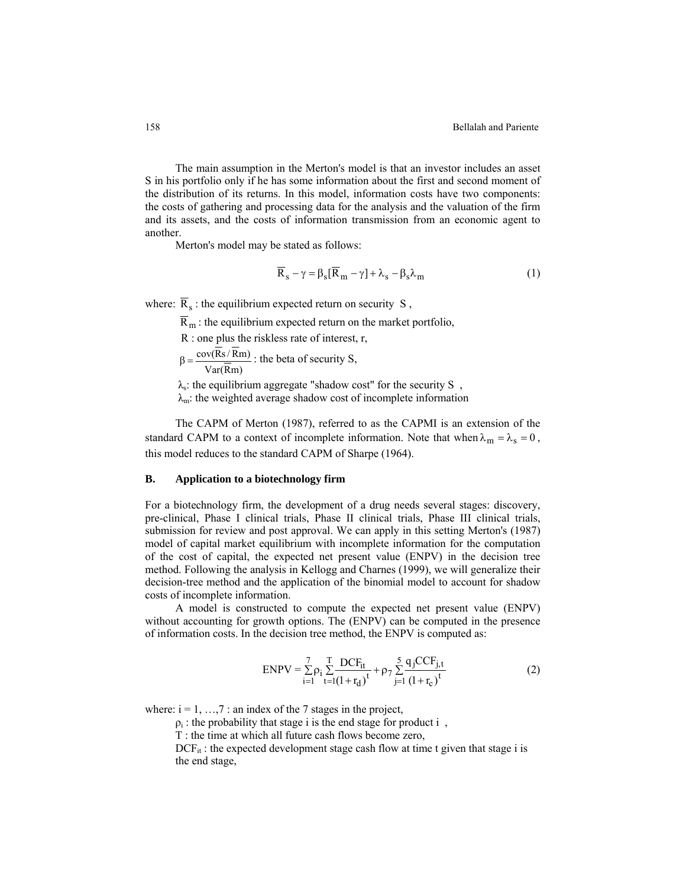The main assumption in the Merton's model is that an investor includes an asset S in his portfolio only if he has some information about the first and second moment of the distribution of its returns. In this model, information costs have two components: the costs of gathering and processing data for the analysis and the valuation of the firm and its assets, and the costs of information transmission from an economic agent to another.

Merton's model may be stated as follows:

$$\overline{R}_s - \gamma = \beta_s[\overline{R}_m - \gamma] + \lambda_s - \beta_s\lambda_m \tag{1}$$

where: $\overline{R}_s$ : the equilibrium expected return on security S ,

$\overline{R}_m$ : the equilibrium expected return on the market portfolio,

R : one plus the riskless rate of interest, r,

$\beta = \frac{\text{cov}(\overline{R}s/\overline{R}m)}{\text{Var}(\overline{R}m)}$ : the beta of security S,

$\lambda_s$: the equilibrium aggregate "shadow cost" for the security S ,

$\lambda_m$: the weighted average shadow cost of incomplete information

The CAPM of Merton (1987), referred to as the CAPMI is an extension of the standard CAPM to a context of incomplete information. Note that when $\lambda_m = \lambda_s = 0$, this model reduces to the standard CAPM of Sharpe (1964).

### B. Application to a biotechnology firm

For a biotechnology firm, the development of a drug needs several stages: discovery, pre-clinical, Phase I clinical trials, Phase II clinical trials, Phase III clinical trials, submission for review and post approval. We can apply in this setting Merton's (1987) model of capital market equilibrium with incomplete information for the computation of the cost of capital, the expected net present value (ENPV) in the decision tree method. Following the analysis in Kellogg and Charnes (1999), we will generalize their decision-tree method and the application of the binomial model to account for shadow costs of incomplete information.

A model is constructed to compute the expected net present value (ENPV) without accounting for growth options. The (ENPV) can be computed in the presence of information costs. In the decision tree method, the ENPV is computed as:

$$\text{ENPV} = \sum_{i=1}^{7} \rho_i \sum_{t=1}^{T} \frac{\text{DCF}_{it}}{(1+r_d)^t} + \rho_7 \sum_{j=1}^{5} \frac{q_j \text{CCF}_{j,t}}{(1+r_c)^t} \tag{2}$$

where: $i = 1, \ldots, 7$ : an index of the 7 stages in the project,

$\rho_i$ : the probability that stage i is the end stage for product i ,

T : the time at which all future cash flows become zero,

$\text{DCF}_{it}$ : the expected development stage cash flow at time t given that stage i is the end stage,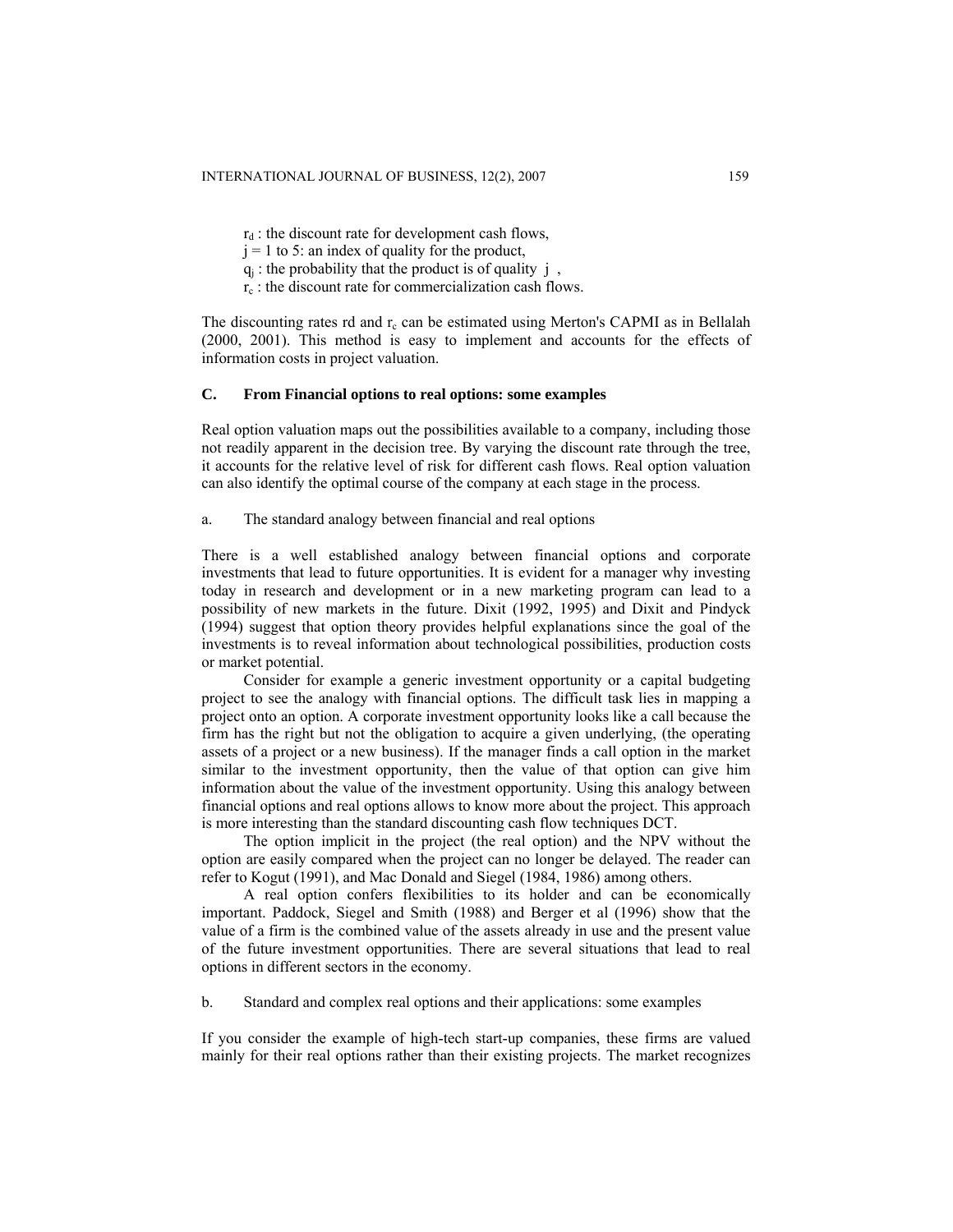$r_d$ : the discount rate for development cash flows,
$j = 1$ to 5: an index of quality for the product,
$q_j$ : the probability that the product is of quality $j$ ,
$r_c$ : the discount rate for commercialization cash flows.

The discounting rates rd and $r_c$ can be estimated using Merton's CAPMI as in Bellalah (2000, 2001). This method is easy to implement and accounts for the effects of information costs in project valuation.

### C. From Financial options to real options: some examples

Real option valuation maps out the possibilities available to a company, including those not readily apparent in the decision tree. By varying the discount rate through the tree, it accounts for the relative level of risk for different cash flows. Real option valuation can also identify the optimal course of the company at each stage in the process.

#### a. The standard analogy between financial and real options

There is a well established analogy between financial options and corporate investments that lead to future opportunities. It is evident for a manager why investing today in research and development or in a new marketing program can lead to a possibility of new markets in the future. Dixit (1992, 1995) and Dixit and Pindyck (1994) suggest that option theory provides helpful explanations since the goal of the investments is to reveal information about technological possibilities, production costs or market potential.

Consider for example a generic investment opportunity or a capital budgeting project to see the analogy with financial options. The difficult task lies in mapping a project onto an option. A corporate investment opportunity looks like a call because the firm has the right but not the obligation to acquire a given underlying, (the operating assets of a project or a new business). If the manager finds a call option in the market similar to the investment opportunity, then the value of that option can give him information about the value of the investment opportunity. Using this analogy between financial options and real options allows to know more about the project. This approach is more interesting than the standard discounting cash flow techniques DCT.

The option implicit in the project (the real option) and the NPV without the option are easily compared when the project can no longer be delayed. The reader can refer to Kogut (1991), and Mac Donald and Siegel (1984, 1986) among others.

A real option confers flexibilities to its holder and can be economically important. Paddock, Siegel and Smith (1988) and Berger et al (1996) show that the value of a firm is the combined value of the assets already in use and the present value of the future investment opportunities. There are several situations that lead to real options in different sectors in the economy.

#### b. Standard and complex real options and their applications: some examples

If you consider the example of high-tech start-up companies, these firms are valued mainly for their real options rather than their existing projects. The market recognizes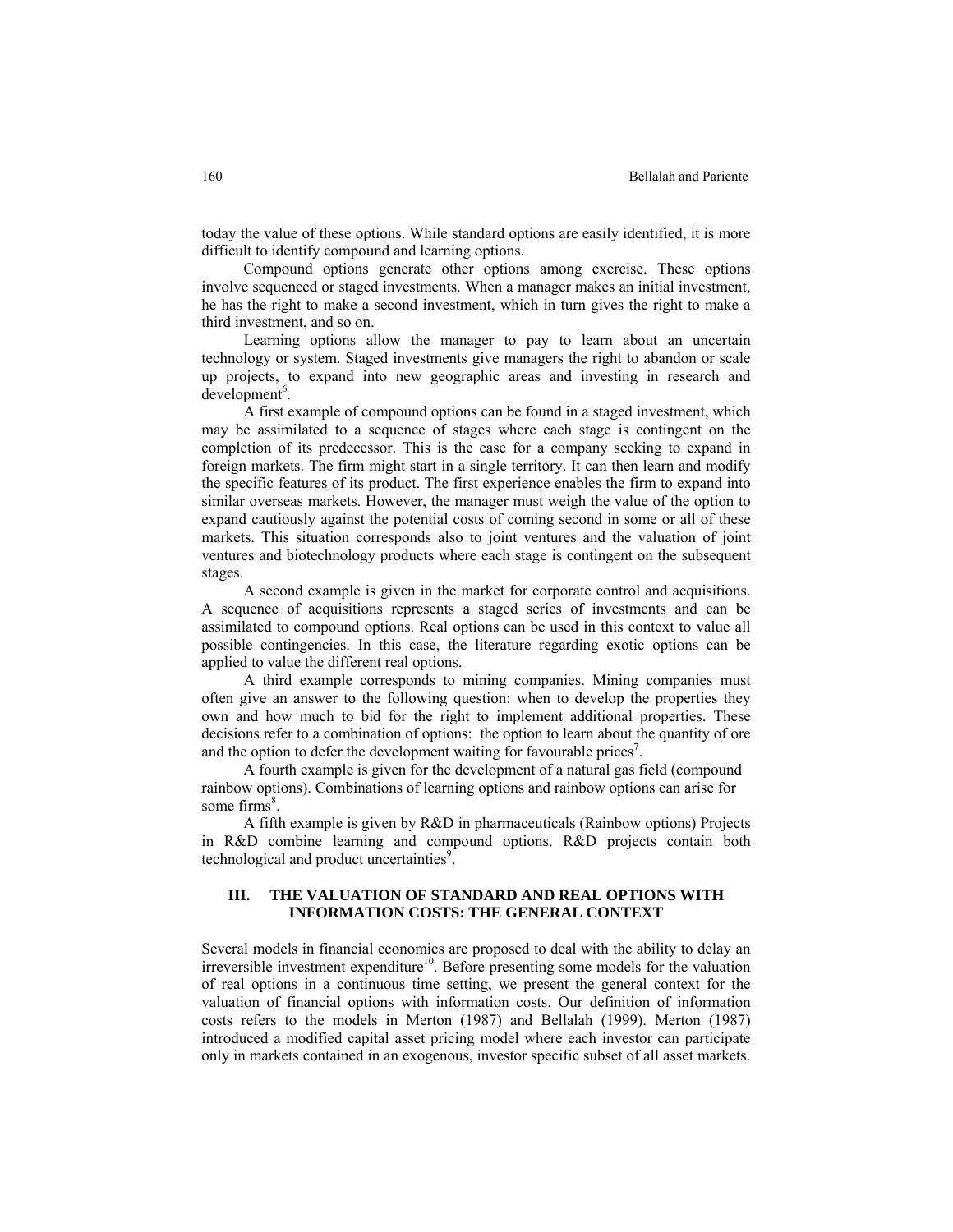today the value of these options. While standard options are easily identified, it is more difficult to identify compound and learning options.

Compound options generate other options among exercise. These options involve sequenced or staged investments. When a manager makes an initial investment, he has the right to make a second investment, which in turn gives the right to make a third investment, and so on.

Learning options allow the manager to pay to learn about an uncertain technology or system. Staged investments give managers the right to abandon or scale up projects, to expand into new geographic areas and investing in research and development[6].

A first example of compound options can be found in a staged investment, which may be assimilated to a sequence of stages where each stage is contingent on the completion of its predecessor. This is the case for a company seeking to expand in foreign markets. The firm might start in a single territory. It can then learn and modify the specific features of its product. The first experience enables the firm to expand into similar overseas markets. However, the manager must weigh the value of the option to expand cautiously against the potential costs of coming second in some or all of these markets. This situation corresponds also to joint ventures and the valuation of joint ventures and biotechnology products where each stage is contingent on the subsequent stages.

A second example is given in the market for corporate control and acquisitions. A sequence of acquisitions represents a staged series of investments and can be assimilated to compound options. Real options can be used in this context to value all possible contingencies. In this case, the literature regarding exotic options can be applied to value the different real options.

A third example corresponds to mining companies. Mining companies must often give an answer to the following question: when to develop the properties they own and how much to bid for the right to implement additional properties. These decisions refer to a combination of options: the option to learn about the quantity of ore and the option to defer the development waiting for favourable prices[7].

A fourth example is given for the development of a natural gas field (compound rainbow options). Combinations of learning options and rainbow options can arise for some firms[8].

A fifth example is given by R&D in pharmaceuticals (Rainbow options) Projects in R&D combine learning and compound options. R&D projects contain both technological and product uncertainties[9].

## III. THE VALUATION OF STANDARD AND REAL OPTIONS WITH INFORMATION COSTS: THE GENERAL CONTEXT

Several models in financial economics are proposed to deal with the ability to delay an irreversible investment expenditure[10]. Before presenting some models for the valuation of real options in a continuous time setting, we present the general context for the valuation of financial options with information costs. Our definition of information costs refers to the models in Merton (1987) and Bellalah (1999). Merton (1987) introduced a modified capital asset pricing model where each investor can participate only in markets contained in an exogenous, investor specific subset of all asset markets.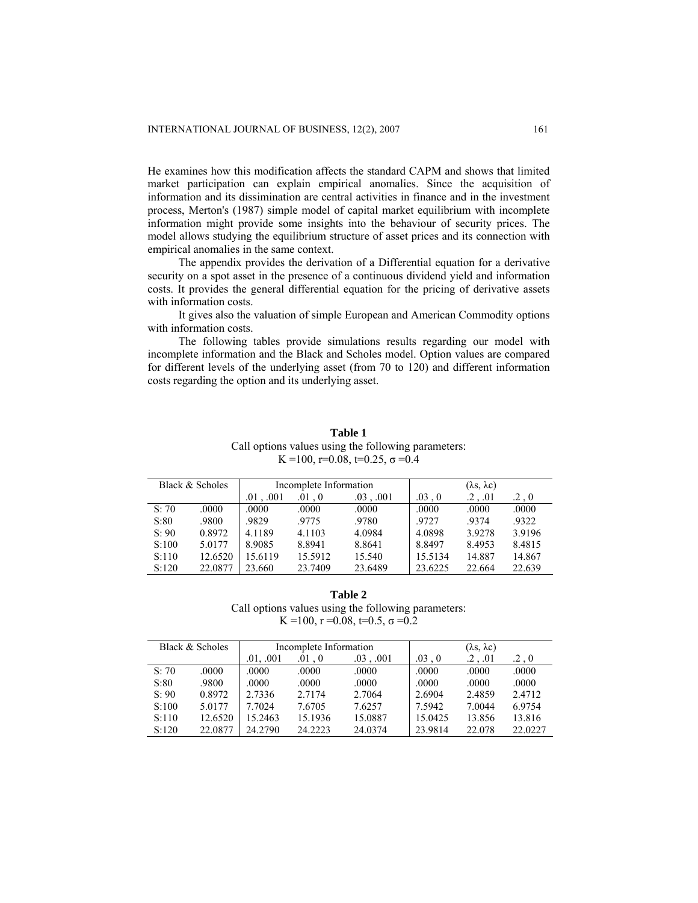He examines how this modification affects the standard CAPM and shows that limited market participation can explain empirical anomalies. Since the acquisition of information and its dissimination are central activities in finance and in the investment process, Merton's (1987) simple model of capital market equilibrium with incomplete information might provide some insights into the behaviour of security prices. The model allows studying the equilibrium structure of asset prices and its connection with empirical anomalies in the same context.

The appendix provides the derivation of a Differential equation for a derivative security on a spot asset in the presence of a continuous dividend yield and information costs. It provides the general differential equation for the pricing of derivative assets with information costs.

It gives also the valuation of simple European and American Commodity options with information costs.

The following tables provide simulations results regarding our model with incomplete information and the Black and Scholes model. Option values are compared for different levels of the underlying asset (from 70 to 120) and different information costs regarding the option and its underlying asset.

**Table 1**

Call options values using the following parameters:
K =100, r=0.08, t=0.25, $\sigma$ =0.4

| Black & Scholes | | Incomplete Information | | | ($\lambda$s, $\lambda$c) | | |
|---|---|---|---|---|---|---|---|
| | | .01 , .001 | .01 , 0 | .03 , .001 | .03 , 0 | .2 , .01 | .2 , 0 |
| S: 70 | .0000 | .0000 | .0000 | .0000 | .0000 | .0000 | .0000 |
| S:80 | .9800 | .9829 | .9775 | .9780 | .9727 | .9374 | .9322 |
| S: 90 | 0.8972 | 4.1189 | 4.1103 | 4.0984 | 4.0898 | 3.9278 | 3.9196 |
| S:100 | 5.0177 | 8.9085 | 8.8941 | 8.8641 | 8.8497 | 8.4953 | 8.4815 |
| S:110 | 12.6520 | 15.6119 | 15.5912 | 15.540 | 15.5134 | 14.887 | 14.867 |
| S:120 | 22.0877 | 23.660 | 23.7409 | 23.6489 | 23.6225 | 22.664 | 22.639 |

**Table 2**

Call options values using the following parameters:
K =100, r =0.08, t=0.5, $\sigma$ =0.2

| Black & Scholes | | Incomplete Information | | | ($\lambda$s, $\lambda$c) | | |
|---|---|---|---|---|---|---|---|
| | | .01, .001 | .01 , 0 | .03 , .001 | .03 , 0 | .2 , .01 | .2 , 0 |
| S: 70 | .0000 | .0000 | .0000 | .0000 | .0000 | .0000 | .0000 |
| S:80 | .9800 | .0000 | .0000 | .0000 | .0000 | .0000 | .0000 |
| S: 90 | 0.8972 | 2.7336 | 2.7174 | 2.7064 | 2.6904 | 2.4859 | 2.4712 |
| S:100 | 5.0177 | 7.7024 | 7.6705 | 7.6257 | 7.5942 | 7.0044 | 6.9754 |
| S:110 | 12.6520 | 15.2463 | 15.1936 | 15.0887 | 15.0425 | 13.856 | 13.816 |
| S:120 | 22.0877 | 24.2790 | 24.2223 | 24.0374 | 23.9814 | 22.078 | 22.0227 |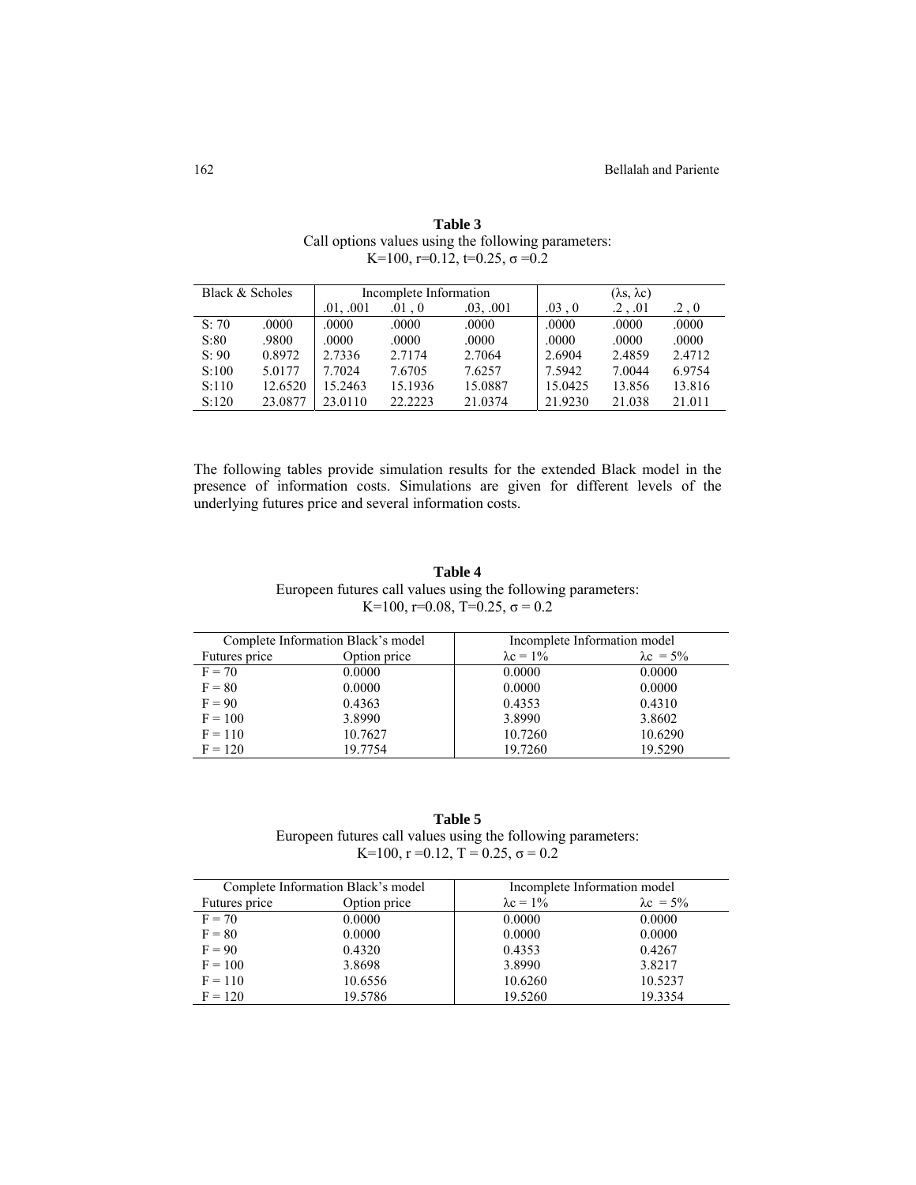**Table 3**

Call options values using the following parameters:
K=100, r=0.12, t=0.25, σ =0.2

| Black & Scholes | | Incomplete Information | | | ($\lambda s$, $\lambda c$) | | |
|---|---|---|---|---|---|---|---|
| | | .01, .001 | .01 , 0 | .03, .001 | .03 , 0 | .2 , .01 | .2 , 0 |
| S: 70 | .0000 | .0000 | .0000 | .0000 | .0000 | .0000 | .0000 |
| S:80 | .9800 | .0000 | .0000 | .0000 | .0000 | .0000 | .0000 |
| S: 90 | 0.8972 | 2.7336 | 2.7174 | 2.7064 | 2.6904 | 2.4859 | 2.4712 |
| S:100 | 5.0177 | 7.7024 | 7.6705 | 7.6257 | 7.5942 | 7.0044 | 6.9754 |
| S:110 | 12.6520 | 15.2463 | 15.1936 | 15.0887 | 15.0425 | 13.856 | 13.816 |
| S:120 | 23.0877 | 23.0110 | 22.2223 | 21.0374 | 21.9230 | 21.038 | 21.011 |

The following tables provide simulation results for the extended Black model in the presence of information costs. Simulations are given for different levels of the underlying futures price and several information costs.

**Table 4**

Europeen futures call values using the following parameters:
K=100, r=0.08, T=0.25, σ = 0.2

| Complete Information Black's model | | Incomplete Information model | |
|---|---|---|---|
| Futures price | Option price | $\lambda c$ = 1% | $\lambda c$ = 5% |
| F = 70 | 0.0000 | 0.0000 | 0.0000 |
| F = 80 | 0.0000 | 0.0000 | 0.0000 |
| F = 90 | 0.4363 | 0.4353 | 0.4310 |
| F = 100 | 3.8990 | 3.8990 | 3.8602 |
| F = 110 | 10.7627 | 10.7260 | 10.6290 |
| F = 120 | 19.7754 | 19.7260 | 19.5290 |

**Table 5**

Europeen futures call values using the following parameters:
K=100, r =0.12, T = 0.25, σ = 0.2

| Complete Information Black's model | | Incomplete Information model | |
|---|---|---|---|
| Futures price | Option price | $\lambda c$ = 1% | $\lambda c$ = 5% |
| F = 70 | 0.0000 | 0.0000 | 0.0000 |
| F = 80 | 0.0000 | 0.0000 | 0.0000 |
| F = 90 | 0.4320 | 0.4353 | 0.4267 |
| F = 100 | 3.8698 | 3.8990 | 3.8217 |
| F = 110 | 10.6556 | 10.6260 | 10.5237 |
| F = 120 | 19.5786 | 19.5260 | 19.3354 |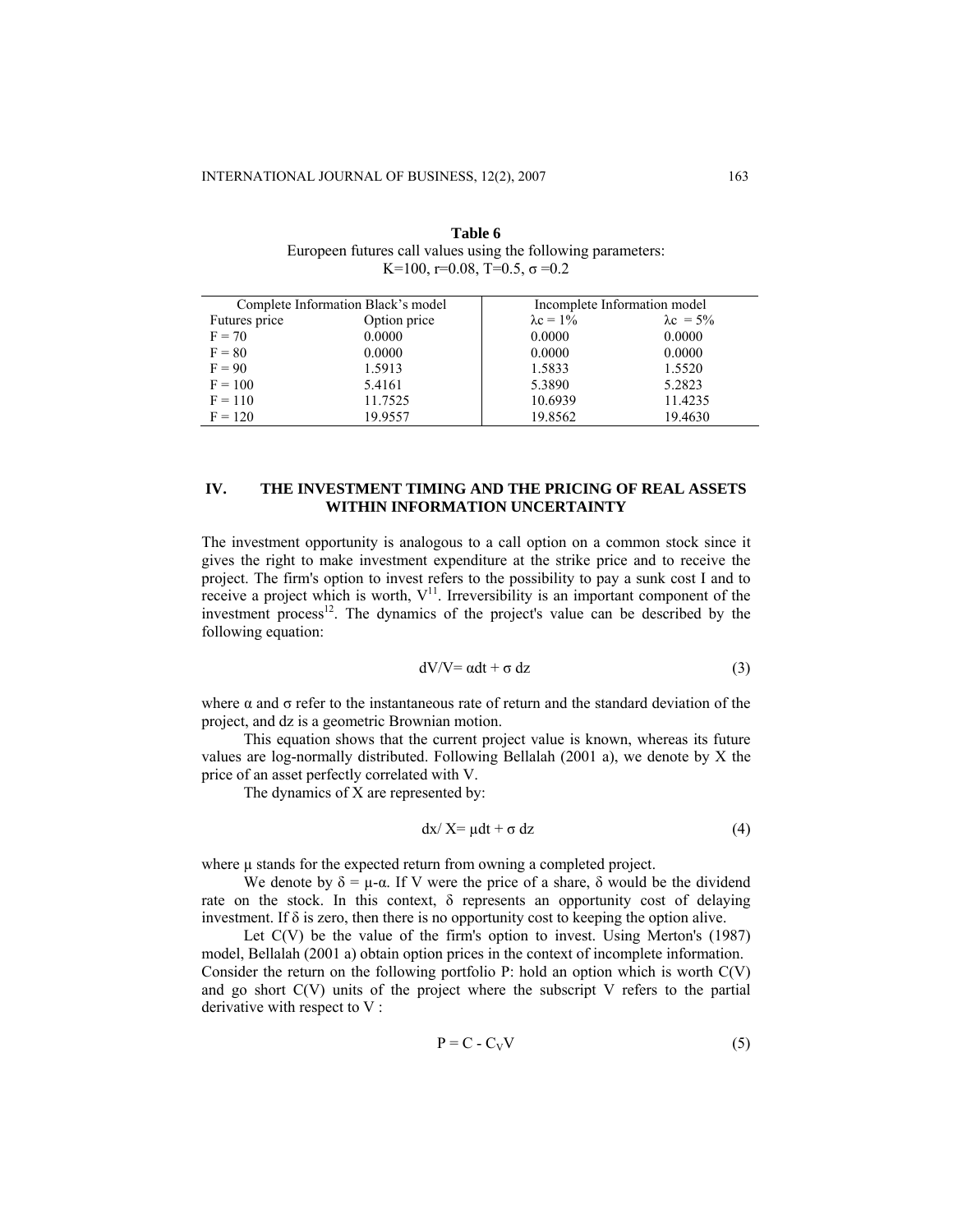**Table 6**
Europeen futures call values using the following parameters:
K=100, r=0.08, T=0.5, σ =0.2

| Complete Information Black's model | | Incomplete Information model | |
|---|---|---|---|
| Futures price | Option price | $\lambda c = 1\%$ | $\lambda c = 5\%$ |
| F = 70 | 0.0000 | 0.0000 | 0.0000 |
| F = 80 | 0.0000 | 0.0000 | 0.0000 |
| F = 90 | 1.5913 | 1.5833 | 1.5520 |
| F = 100 | 5.4161 | 5.3890 | 5.2823 |
| F = 110 | 11.7525 | 10.6939 | 11.4235 |
| F = 120 | 19.9557 | 19.8562 | 19.4630 |

## IV. THE INVESTMENT TIMING AND THE PRICING OF REAL ASSETS WITHIN INFORMATION UNCERTAINTY

The investment opportunity is analogous to a call option on a common stock since it gives the right to make investment expenditure at the strike price and to receive the project. The firm's option to invest refers to the possibility to pay a sunk cost I and to receive a project which is worth, V[11]. Irreversibility is an important component of the investment process[12]. The dynamics of the project's value can be described by the following equation:

$$dV/V= \alpha dt + \sigma\, dz \tag{3}$$

where α and σ refer to the instantaneous rate of return and the standard deviation of the project, and dz is a geometric Brownian motion.

This equation shows that the current project value is known, whereas its future values are log-normally distributed. Following Bellalah (2001 a), we denote by X the price of an asset perfectly correlated with V.

The dynamics of X are represented by:

$$dx/ X= \mu dt + \sigma\, dz \tag{4}$$

where μ stands for the expected return from owning a completed project.

We denote by $\delta = \mu\text{-}\alpha$. If V were the price of a share, δ would be the dividend rate on the stock. In this context, δ represents an opportunity cost of delaying investment. If δ is zero, then there is no opportunity cost to keeping the option alive.

Let C(V) be the value of the firm's option to invest. Using Merton's (1987) model, Bellalah (2001 a) obtain option prices in the context of incomplete information. Consider the return on the following portfolio P: hold an option which is worth C(V) and go short C(V) units of the project where the subscript V refers to the partial derivative with respect to V :

$$P = C - C_V V \tag{5}$$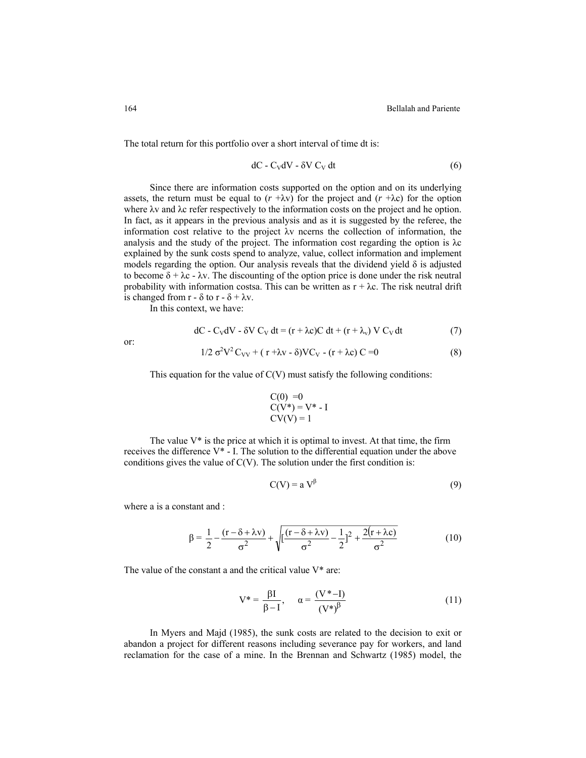The total return for this portfolio over a short interval of time dt is:

$$dC - C_V dV - \delta V\, C_V\, dt \tag{6}$$

Since there are information costs supported on the option and on its underlying assets, the return must be equal to ($r$ +λv) for the project and ($r$ +λc) for the option where λv and λc refer respectively to the information costs on the project and he option. In fact, as it appears in the previous analysis and as it is suggested by the referee, the information cost relative to the project λv ncerns the collection of information, the analysis and the study of the project. The information cost regarding the option is λc explained by the sunk costs spend to analyze, value, collect information and implement models regarding the option. Our analysis reveals that the dividend yield δ is adjusted to become δ + λc - λv. The discounting of the option price is done under the risk neutral probability with information costsa. This can be written as r + λc. The risk neutral drift is changed from r - δ to r - δ + λv.

In this context, we have:

$$dC - C_V dV - \delta V\, C_V\, dt = (r + \lambda c)C\, dt + (r + \lambda_v)\, V\, C_V\, dt \tag{7}$$

or:

$$1/2\, \sigma^2 V^2\, C_{VV} + (\, r + \lambda v - \delta)VC_V - (r + \lambda c)\, C = 0 \tag{8}$$

This equation for the value of C(V) must satisfy the following conditions:

$$C(0) = 0$$
$$C(V^*) = V^* - I$$
$$CV(V) = 1$$

The value V* is the price at which it is optimal to invest. At that time, the firm receives the difference V* - I. The solution to the differential equation under the above conditions gives the value of C(V). The solution under the first condition is:

$$C(V) = a\, V^{\beta} \tag{9}$$

where a is a constant and :

$$\beta = \frac{1}{2} - \frac{(r - \delta + \lambda v)}{\sigma^2} + \sqrt{[\frac{(r - \delta + \lambda v)}{\sigma^2} - \frac{1}{2}]^2 + \frac{2(r + \lambda c)}{\sigma^2}} \tag{10}$$

The value of the constant a and the critical value V* are:

$$V^* = \frac{\beta I}{\beta - I}, \qquad \alpha = \frac{(V^* - I)}{(V^*)^{\beta}} \tag{11}$$

In Myers and Majd (1985), the sunk costs are related to the decision to exit or abandon a project for different reasons including severance pay for workers, and land reclamation for the case of a mine. In the Brennan and Schwartz (1985) model, the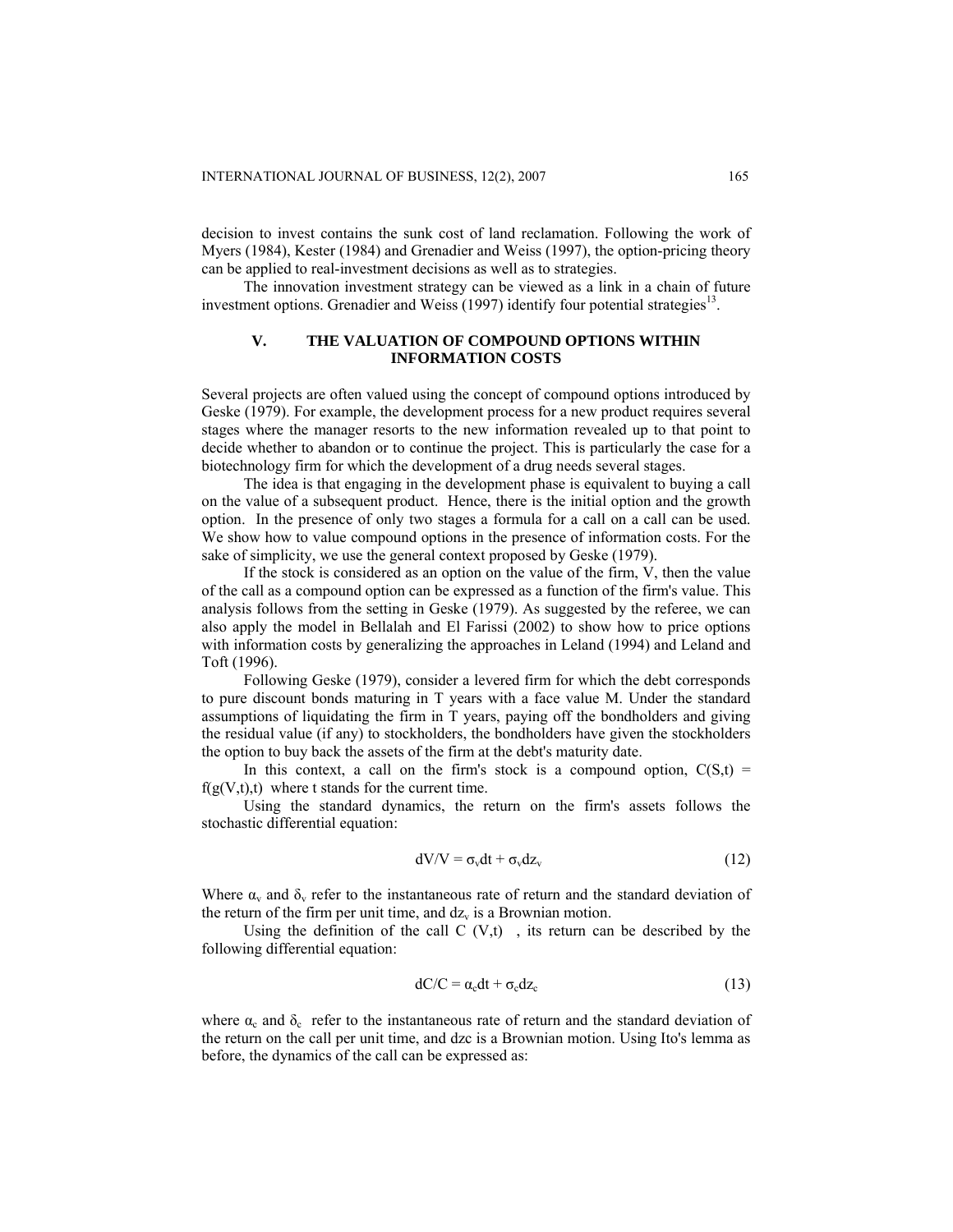decision to invest contains the sunk cost of land reclamation. Following the work of Myers (1984), Kester (1984) and Grenadier and Weiss (1997), the option-pricing theory can be applied to real-investment decisions as well as to strategies.

The innovation investment strategy can be viewed as a link in a chain of future investment options. Grenadier and Weiss (1997) identify four potential strategies[13].

## V. THE VALUATION OF COMPOUND OPTIONS WITHIN INFORMATION COSTS

Several projects are often valued using the concept of compound options introduced by Geske (1979). For example, the development process for a new product requires several stages where the manager resorts to the new information revealed up to that point to decide whether to abandon or to continue the project. This is particularly the case for a biotechnology firm for which the development of a drug needs several stages.

The idea is that engaging in the development phase is equivalent to buying a call on the value of a subsequent product. Hence, there is the initial option and the growth option. In the presence of only two stages a formula for a call on a call can be used. We show how to value compound options in the presence of information costs. For the sake of simplicity, we use the general context proposed by Geske (1979).

If the stock is considered as an option on the value of the firm, V, then the value of the call as a compound option can be expressed as a function of the firm's value. This analysis follows from the setting in Geske (1979). As suggested by the referee, we can also apply the model in Bellalah and El Farissi (2002) to show how to price options with information costs by generalizing the approaches in Leland (1994) and Leland and Toft (1996).

Following Geske (1979), consider a levered firm for which the debt corresponds to pure discount bonds maturing in T years with a face value M. Under the standard assumptions of liquidating the firm in T years, paying off the bondholders and giving the residual value (if any) to stockholders, the bondholders have given the stockholders the option to buy back the assets of the firm at the debt's maturity date.

In this context, a call on the firm's stock is a compound option, $C(S,t) = f(g(V,t),t)$ where t stands for the current time.

Using the standard dynamics, the return on the firm's assets follows the stochastic differential equation:

$$dV/V = \sigma_v dt + \sigma_v dz_v \tag{12}$$

Where $\alpha_v$ and $\delta_v$ refer to the instantaneous rate of return and the standard deviation of the return of the firm per unit time, and $dz_v$ is a Brownian motion.

Using the definition of the call $C(V,t)$ , its return can be described by the following differential equation:

$$dC/C = \alpha_c dt + \sigma_c dz_c \tag{13}$$

where $\alpha_c$ and $\delta_c$ refer to the instantaneous rate of return and the standard deviation of the return on the call per unit time, and dzc is a Brownian motion. Using Ito's lemma as before, the dynamics of the call can be expressed as: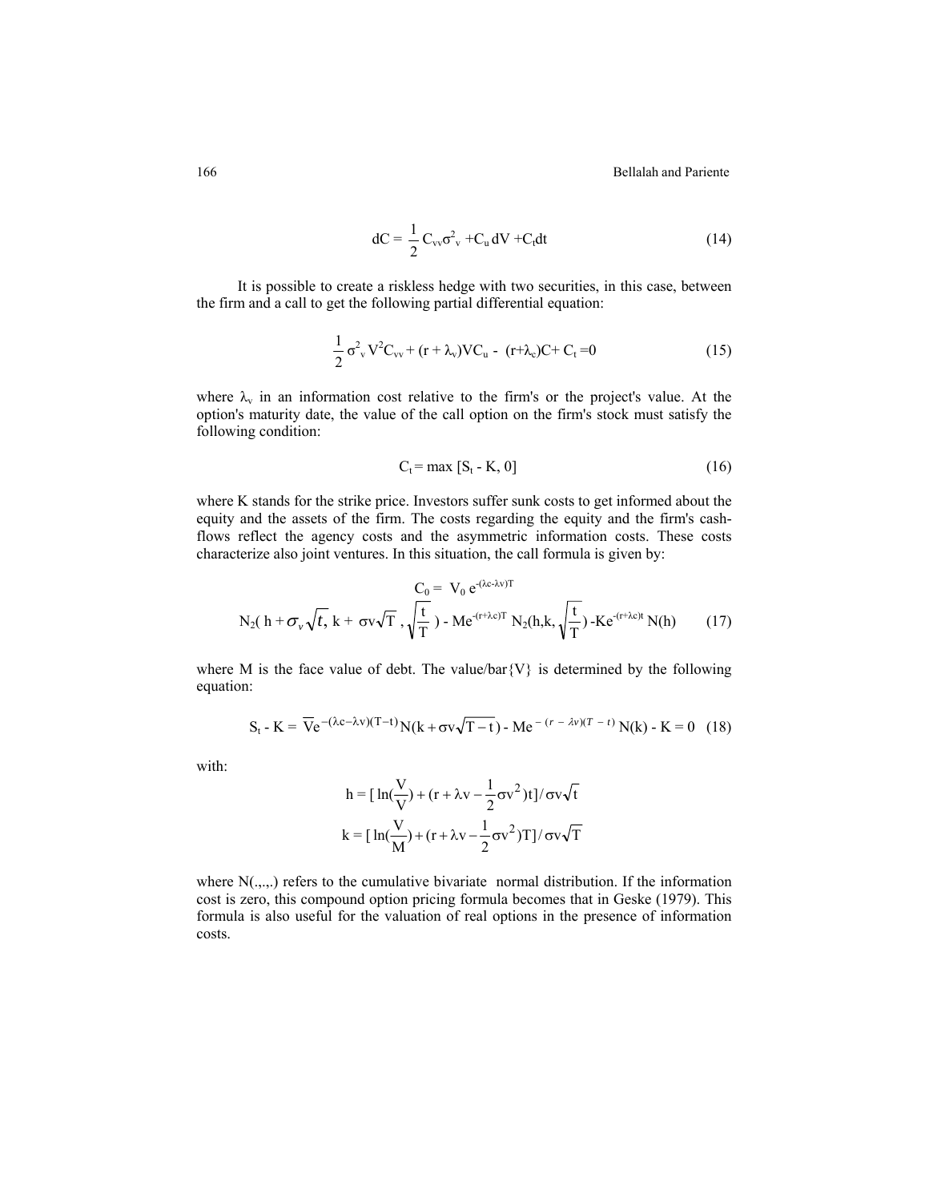$$dC = \frac{1}{2} C_{vv}\sigma^2_v + C_u \, dV + C_t dt \tag{14}$$

It is possible to create a riskless hedge with two securities, in this case, between the firm and a call to get the following partial differential equation:

$$\frac{1}{2} \sigma^2_v V^2 C_{vv} + (r + \lambda_v) V C_u - (r+\lambda_c) C + C_t = 0 \tag{15}$$

where $\lambda_v$ in an information cost relative to the firm's or the project's value. At the option's maturity date, the value of the call option on the firm's stock must satisfy the following condition:

$$C_t = \max [S_t - K, 0] \tag{16}$$

where K stands for the strike price. Investors suffer sunk costs to get informed about the equity and the assets of the firm. The costs regarding the equity and the firm's cash-flows reflect the agency costs and the asymmetric information costs. These costs characterize also joint ventures. In this situation, the call formula is given by:

$$C_0 = V_0 \, e^{-(\lambda c - \lambda v)T}$$

$$N_2\left( h + \sigma_v \sqrt{t},\ k + \sigma v \sqrt{T},\ \sqrt{\frac{t}{T}} \right) - M e^{-(r+\lambda c)T} N_2\left(h, k, \sqrt{\frac{t}{T}}\right) - K e^{-(r+\lambda c)t} N(h) \tag{17}$$

where M is the face value of debt. The value/bar{V} is determined by the following equation:

$$S_t - K = \overline{V} e^{-(\lambda c - \lambda v)(T-t)} N(k + \sigma v \sqrt{T-t}) - M e^{-(r - \lambda v)(T-t)} N(k) - K = 0 \tag{18}$$

with:

$$h = [\ \ln(\frac{V}{\overline{V}}) + (r + \lambda v - \frac{1}{2}\sigma v^2)t] / \sigma v \sqrt{t}$$

$$k = [\ \ln(\frac{V}{M}) + (r + \lambda v - \frac{1}{2}\sigma v^2)T] / \sigma v \sqrt{T}$$

where N(.,.,.) refers to the cumulative bivariate normal distribution. If the information cost is zero, this compound option pricing formula becomes that in Geske (1979). This formula is also useful for the valuation of real options in the presence of information costs.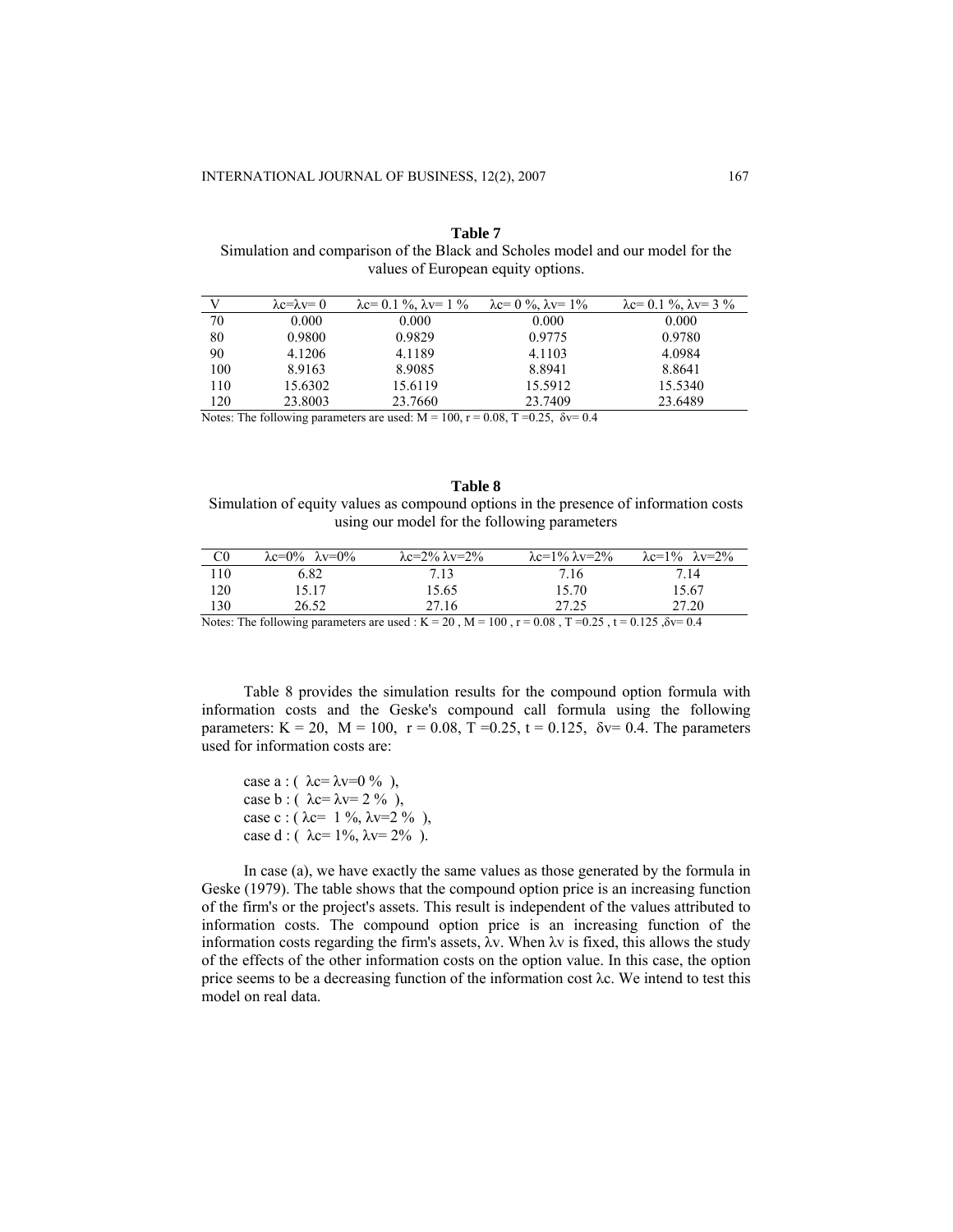**Table 7**

Simulation and comparison of the Black and Scholes model and our model for the values of European equity options.

| V | $\lambda c = \lambda v = 0$ | $\lambda c = 0.1\ \%$, $\lambda v = 1\ \%$ | $\lambda c = 0\ \%$, $\lambda v = 1\%$ | $\lambda c = 0.1\ \%$, $\lambda v = 3\ \%$ |
|---|---|---|---|---|
| 70 | 0.000 | 0.000 | 0.000 | 0.000 |
| 80 | 0.9800 | 0.9829 | 0.9775 | 0.9780 |
| 90 | 4.1206 | 4.1189 | 4.1103 | 4.0984 |
| 100 | 8.9163 | 8.9085 | 8.8941 | 8.8641 |
| 110 | 15.6302 | 15.6119 | 15.5912 | 15.5340 |
| 120 | 23.8003 | 23.7660 | 23.7409 | 23.6489 |

Notes: The following parameters are used: $M = 100$, $r = 0.08$, $T = 0.25$, $\delta v = 0.4$

**Table 8**

Simulation of equity values as compound options in the presence of information costs using our model for the following parameters

| C0 | $\lambda c=0\%$ $\lambda v=0\%$ | $\lambda c=2\%$ $\lambda v=2\%$ | $\lambda c=1\%$ $\lambda v=2\%$ | $\lambda c=1\%$ $\lambda v=2\%$ |
|---|---|---|---|---|
| 110 | 6.82 | 7.13 | 7.16 | 7.14 |
| 120 | 15.17 | 15.65 | 15.70 | 15.67 |
| 130 | 26.52 | 27.16 | 27.25 | 27.20 |

Notes: The following parameters are used : $K = 20$ , $M = 100$ , $r = 0.08$ , $T = 0.25$ , $t = 0.125$ , $\delta v = 0.4$

Table 8 provides the simulation results for the compound option formula with information costs and the Geske's compound call formula using the following parameters: $K = 20$, $M = 100$, $r = 0.08$, $T = 0.25$, $t = 0.125$, $\delta v = 0.4$. The parameters used for information costs are:

case a : ( $\lambda c = \lambda v = 0\ \%$ ),
case b : ( $\lambda c = \lambda v = 2\ \%$ ),
case c : ( $\lambda c = 1\ \%$, $\lambda v = 2\ \%$ ),
case d : ( $\lambda c = 1\%$, $\lambda v = 2\%$ ).

In case (a), we have exactly the same values as those generated by the formula in Geske (1979). The table shows that the compound option price is an increasing function of the firm's or the project's assets. This result is independent of the values attributed to information costs. The compound option price is an increasing function of the information costs regarding the firm's assets, $\lambda v$. When $\lambda v$ is fixed, this allows the study of the effects of the other information costs on the option value. In this case, the option price seems to be a decreasing function of the information cost $\lambda c$. We intend to test this model on real data.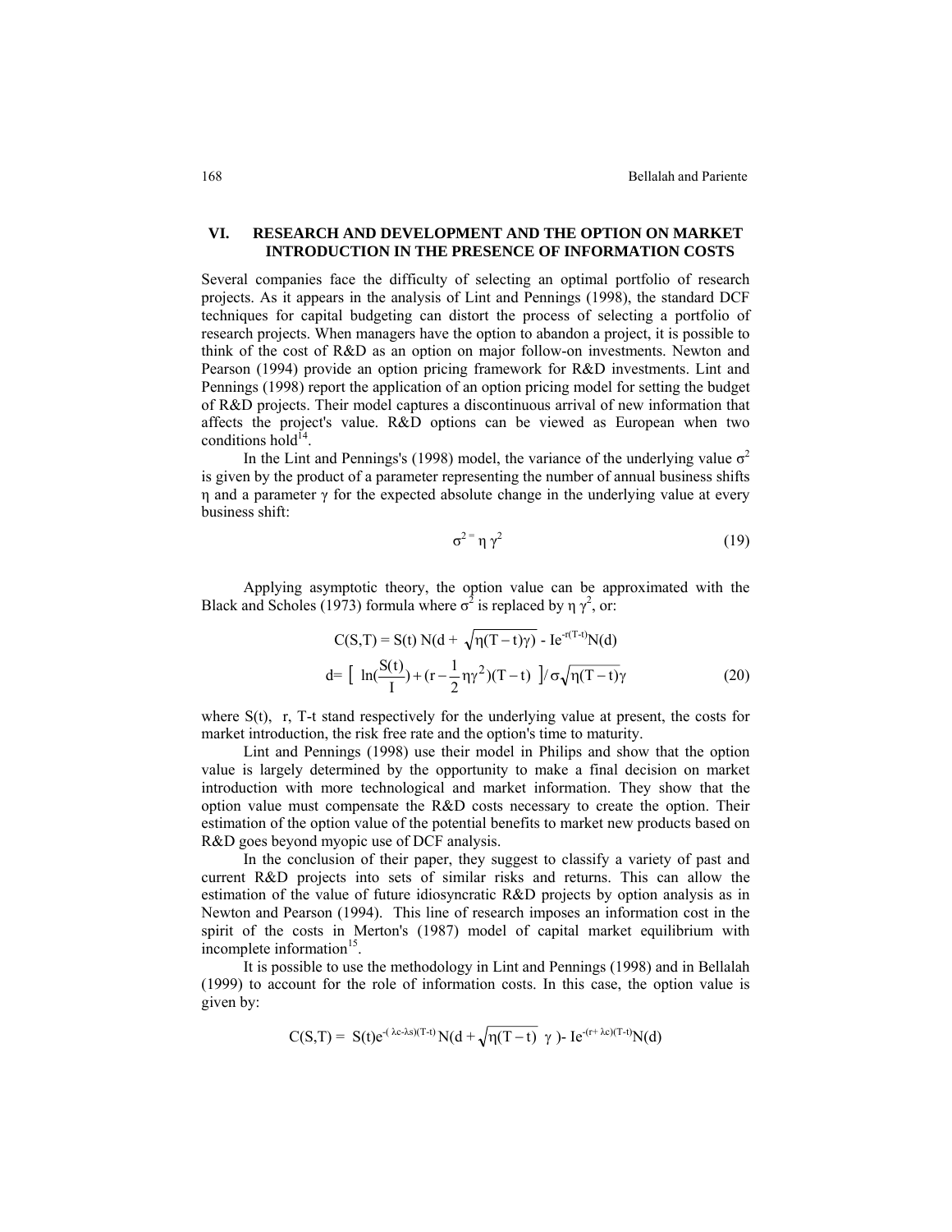## VI. RESEARCH AND DEVELOPMENT AND THE OPTION ON MARKET INTRODUCTION IN THE PRESENCE OF INFORMATION COSTS

Several companies face the difficulty of selecting an optimal portfolio of research projects. As it appears in the analysis of Lint and Pennings (1998), the standard DCF techniques for capital budgeting can distort the process of selecting a portfolio of research projects. When managers have the option to abandon a project, it is possible to think of the cost of R&D as an option on major follow-on investments. Newton and Pearson (1994) provide an option pricing framework for R&D investments. Lint and Pennings (1998) report the application of an option pricing model for setting the budget of R&D projects. Their model captures a discontinuous arrival of new information that affects the project's value. R&D options can be viewed as European when two conditions hold[14].

In the Lint and Pennings's (1998) model, the variance of the underlying value $\sigma^2$ is given by the product of a parameter representing the number of annual business shifts $\eta$ and a parameter $\gamma$ for the expected absolute change in the underlying value at every business shift:

$$\sigma^2 = \eta\, \gamma^2 \tag{19}$$

Applying asymptotic theory, the option value can be approximated with the Black and Scholes (1973) formula where $\sigma^2$ is replaced by $\eta\, \gamma^2$, or:

$$C(S,T) = S(t)\, N(d + \sqrt{\eta(T-t)}\gamma) - Ie^{-r(T-t)}N(d)$$

$$d = \left[\ \ln\left(\frac{S(t)}{I}\right) + \left(r - \frac{1}{2}\eta\gamma^2\right)(T-t)\ \right] / \sigma\sqrt{\eta(T-t)}\gamma \tag{20}$$

where S(t), r, T-t stand respectively for the underlying value at present, the costs for market introduction, the risk free rate and the option's time to maturity.

Lint and Pennings (1998) use their model in Philips and show that the option value is largely determined by the opportunity to make a final decision on market introduction with more technological and market information. They show that the option value must compensate the R&D costs necessary to create the option. Their estimation of the option value of the potential benefits to market new products based on R&D goes beyond myopic use of DCF analysis.

In the conclusion of their paper, they suggest to classify a variety of past and current R&D projects into sets of similar risks and returns. This can allow the estimation of the value of future idiosyncratic R&D projects by option analysis as in Newton and Pearson (1994). This line of research imposes an information cost in the spirit of the costs in Merton's (1987) model of capital market equilibrium with incomplete information[15].

It is possible to use the methodology in Lint and Pennings (1998) and in Bellalah (1999) to account for the role of information costs. In this case, the option value is given by:

$$C(S,T) = S(t)e^{-(\lambda c - \lambda s)(T-t)}\, N(d + \sqrt{\eta(T-t)}\ \gamma) - Ie^{-(r+\lambda c)(T-t)}N(d)$$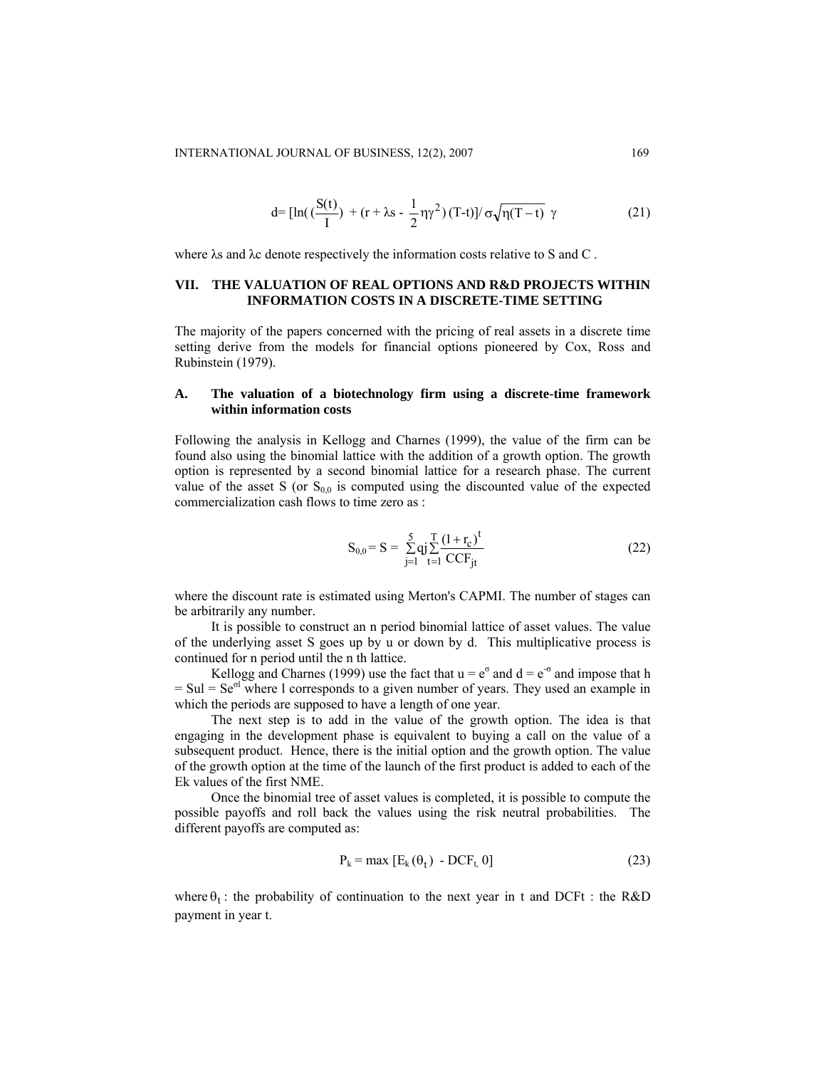$$d = [\ln(\frac{S(t)}{I}) + (r + \lambda s - \frac{1}{2}\eta\gamma^2)(T-t)]/\sigma\sqrt{\eta(T-t)}\ \gamma \tag{21}$$

where λs and λc denote respectively the information costs relative to S and C .

## VII. THE VALUATION OF REAL OPTIONS AND R&D PROJECTS WITHIN INFORMATION COSTS IN A DISCRETE-TIME SETTING

The majority of the papers concerned with the pricing of real assets in a discrete time setting derive from the models for financial options pioneered by Cox, Ross and Rubinstein (1979).

### A. The valuation of a biotechnology firm using a discrete-time framework within information costs

Following the analysis in Kellogg and Charnes (1999), the value of the firm can be found also using the binomial lattice with the addition of a growth option. The growth option is represented by a second binomial lattice for a research phase. The current value of the asset S (or $S_{0,0}$ is computed using the discounted value of the expected commercialization cash flows to time zero as :

$$S_{0,0} = S = \sum_{j=1}^{5} qj \sum_{t=1}^{T} \frac{(1+r_c)^t}{CCF_{jt}} \tag{22}$$

where the discount rate is estimated using Merton's CAPMI. The number of stages can be arbitrarily any number.

It is possible to construct an n period binomial lattice of asset values. The value of the underlying asset S goes up by u or down by d. This multiplicative process is continued for n period until the n th lattice.

Kellogg and Charnes (1999) use the fact that $u = e^{\sigma}$ and $d = e^{-\sigma}$ and impose that h = Sul = $Se^{\sigma l}$ where l corresponds to a given number of years. They used an example in which the periods are supposed to have a length of one year.

The next step is to add in the value of the growth option. The idea is that engaging in the development phase is equivalent to buying a call on the value of a subsequent product. Hence, there is the initial option and the growth option. The value of the growth option at the time of the launch of the first product is added to each of the Ek values of the first NME.

Once the binomial tree of asset values is completed, it is possible to compute the possible payoffs and roll back the values using the risk neutral probabilities. The different payoffs are computed as:

$$P_k = \max [E_k(\theta_t) - DCF_{t,} 0] \tag{23}$$

where $\theta_t$ : the probability of continuation to the next year in t and DCFt : the R&D payment in year t.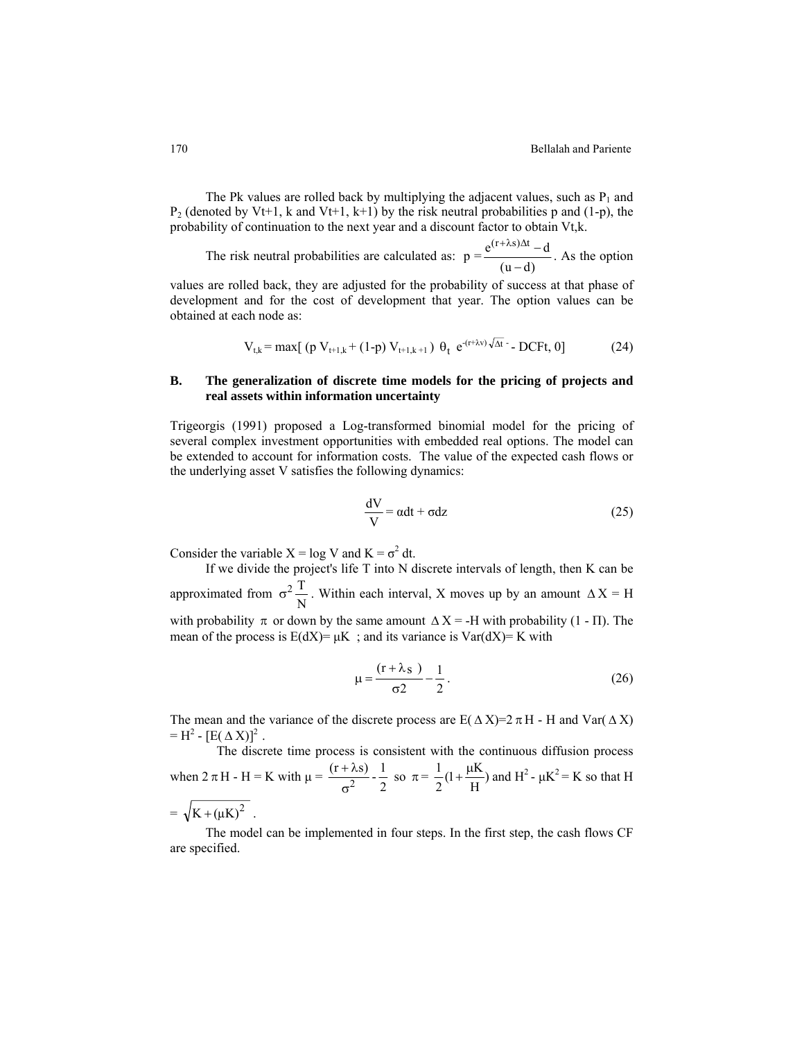The Pk values are rolled back by multiplying the adjacent values, such as $P_1$ and $P_2$ (denoted by Vt+1, k and Vt+1, k+1) by the risk neutral probabilities p and (1-p), the probability of continuation to the next year and a discount factor to obtain Vt,k.

The risk neutral probabilities are calculated as: $p = \dfrac{e^{(r+\lambda s)\Delta t} - d}{(u-d)}$. As the option values are rolled back, they are adjusted for the probability of success at that phase of development and for the cost of development that year. The option values can be obtained at each node as:

$$V_{t,k} = \max[\,(p\, V_{t+1,k} + (1\text{-}p)\, V_{t+1,k+1})\ \theta_t\ e^{-(r+\lambda v)\sqrt{\Delta t}} - DCFt,\ 0] \tag{24}$$

## B. The generalization of discrete time models for the pricing of projects and real assets within information uncertainty

Trigeorgis (1991) proposed a Log-transformed binomial model for the pricing of several complex investment opportunities with embedded real options. The model can be extended to account for information costs. The value of the expected cash flows or the underlying asset V satisfies the following dynamics:

$$\frac{dV}{V} = \alpha dt + \sigma dz \tag{25}$$

Consider the variable X = log V and K = $\sigma^2$ dt.

If we divide the project's life T into N discrete intervals of length, then K can be approximated from $\sigma^2 \dfrac{T}{N}$. Within each interval, X moves up by an amount $\Delta X = H$ with probability $\pi$ or down by the same amount $\Delta X = -H$ with probability $(1 - \Pi)$. The mean of the process is $E(dX) = \mu K$ ; and its variance is $Var(dX) = K$ with

$$\mu = \frac{(r + \lambda_S\ )}{\sigma 2} - \frac{1}{2}. \tag{26}$$

The mean and the variance of the discrete process are $E(\Delta X) = 2\pi H - H$ and $Var(\Delta X) = H^2 - [E(\Delta X)]^2$.

The discrete time process is consistent with the continuous diffusion process when $2\pi H - H = K$ with $\mu = \dfrac{(r+\lambda s)}{\sigma^2} - \dfrac{1}{2}$ so $\pi = \dfrac{1}{2}(1 + \dfrac{\mu K}{H})$ and $H^2 - \mu K^2 = K$ so that $H = \sqrt{K + (\mu K)^2}$.

The model can be implemented in four steps. In the first step, the cash flows CF are specified.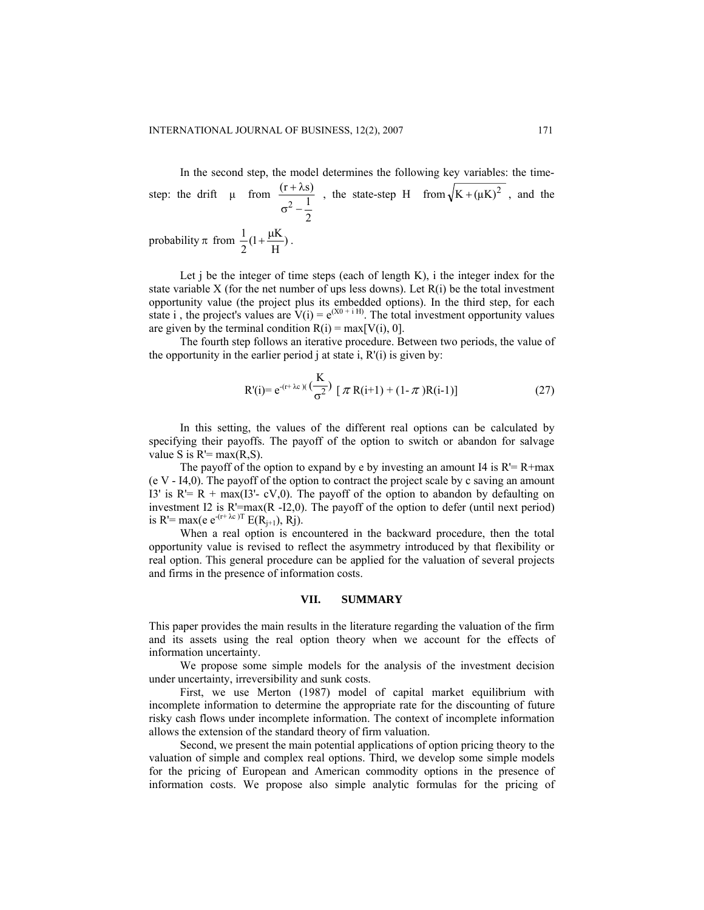In the second step, the model determines the following key variables: the time-step: the drift $\mu$ from $\frac{(r+\lambda s)}{\sigma^2 - \frac{1}{2}}$ , the state-step H from $\sqrt{K+(\mu K)^2}$ , and the probability $\pi$ from $\frac{1}{2}(1+\frac{\mu K}{H})$ .

Let j be the integer of time steps (each of length K), i the integer index for the state variable X (for the net number of ups less downs). Let R(i) be the total investment opportunity value (the project plus its embedded options). In the third step, for each state i , the project's values are $V(i) = e^{(X0 + i H)}$. The total investment opportunity values are given by the terminal condition R(i) = max[V(i), 0].

The fourth step follows an iterative procedure. Between two periods, the value of the opportunity in the earlier period j at state i, R'(i) is given by:

$$R'(i)= e^{-(r+\lambda c)(\frac{K}{\sigma^2})} \left[ \pi R(i+1) + (1-\pi)R(i-1)\right] \tag{27}$$

In this setting, the values of the different real options can be calculated by specifying their payoffs. The payoff of the option to switch or abandon for salvage value S is R'= max(R,S).

The payoff of the option to expand by e by investing an amount I4 is R'= R+max (e V - I4,0). The payoff of the option to contract the project scale by c saving an amount I3' is R'= R + max(I3'- cV,0). The payoff of the option to abandon by defaulting on investment I2 is R'=max(R -I2,0). The payoff of the option to defer (until next period) is $R'= \max(e\, e^{-(r+\lambda c)T} E(R_{j+1}), Rj)$.

When a real option is encountered in the backward procedure, then the total opportunity value is revised to reflect the asymmetry introduced by that flexibility or real option. This general procedure can be applied for the valuation of several projects and firms in the presence of information costs.

## VII. SUMMARY

This paper provides the main results in the literature regarding the valuation of the firm and its assets using the real option theory when we account for the effects of information uncertainty.

We propose some simple models for the analysis of the investment decision under uncertainty, irreversibility and sunk costs.

First, we use Merton (1987) model of capital market equilibrium with incomplete information to determine the appropriate rate for the discounting of future risky cash flows under incomplete information. The context of incomplete information allows the extension of the standard theory of firm valuation.

Second, we present the main potential applications of option pricing theory to the valuation of simple and complex real options. Third, we develop some simple models for the pricing of European and American commodity options in the presence of information costs. We propose also simple analytic formulas for the pricing of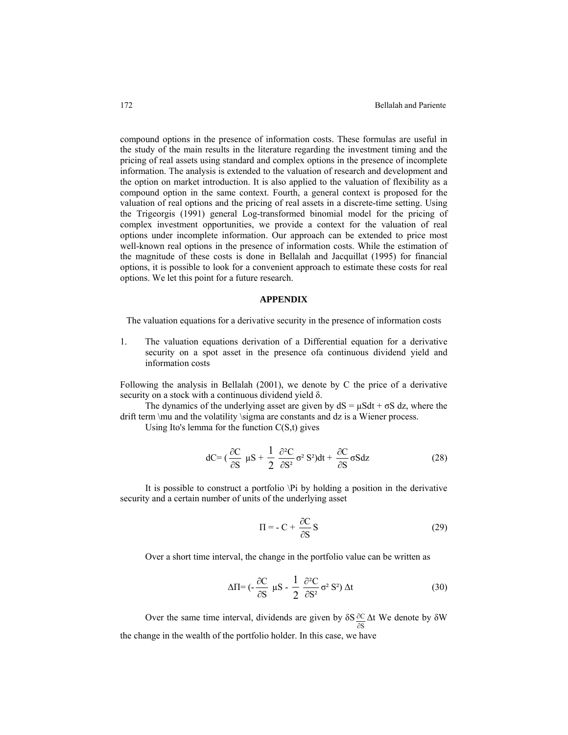compound options in the presence of information costs. These formulas are useful in the study of the main results in the literature regarding the investment timing and the pricing of real assets using standard and complex options in the presence of incomplete information. The analysis is extended to the valuation of research and development and the option on market introduction. It is also applied to the valuation of flexibility as a compound option in the same context. Fourth, a general context is proposed for the valuation of real options and the pricing of real assets in a discrete-time setting. Using the Trigeorgis (1991) general Log-transformed binomial model for the pricing of complex investment opportunities, we provide a context for the valuation of real options under incomplete information. Our approach can be extended to price most well-known real options in the presence of information costs. While the estimation of the magnitude of these costs is done in Bellalah and Jacquillat (1995) for financial options, it is possible to look for a convenient approach to estimate these costs for real options. We let this point for a future research.

## APPENDIX

The valuation equations for a derivative security in the presence of information costs

1. The valuation equations derivation of a Differential equation for a derivative security on a spot asset in the presence ofa continuous dividend yield and information costs

Following the analysis in Bellalah (2001), we denote by C the price of a derivative security on a stock with a continuous dividend yield $\delta$.

The dynamics of the underlying asset are given by $dS = \mu S dt + \sigma S\, dz$, where the drift term $\mu$ and the volatility $\sigma$ are constants and dz is a Wiener process.

Using Ito's lemma for the function C(S,t) gives

$$dC = \left(\frac{\partial C}{\partial S}\ \mu S + \frac{1}{2}\ \frac{\partial^2 C}{\partial S^2}\sigma^2 S^2\right)dt + \frac{\partial C}{\partial S}\sigma S dz \tag{28}$$

It is possible to construct a portfolio $\Pi$ by holding a position in the derivative security and a certain number of units of the underlying asset

$$\Pi = - C + \frac{\partial C}{\partial S} S \tag{29}$$

Over a short time interval, the change in the portfolio value can be written as

$$\Delta\Pi = \left(- \frac{\partial C}{\partial S}\ \mu S - \frac{1}{2}\ \frac{\partial^2 C}{\partial S^2}\sigma^2 S^2\right) \Delta t \tag{30}$$

Over the same time interval, dividends are given by $\delta S \frac{\partial C}{\partial S} \Delta t$ We denote by $\delta W$ the change in the wealth of the portfolio holder. In this case, we have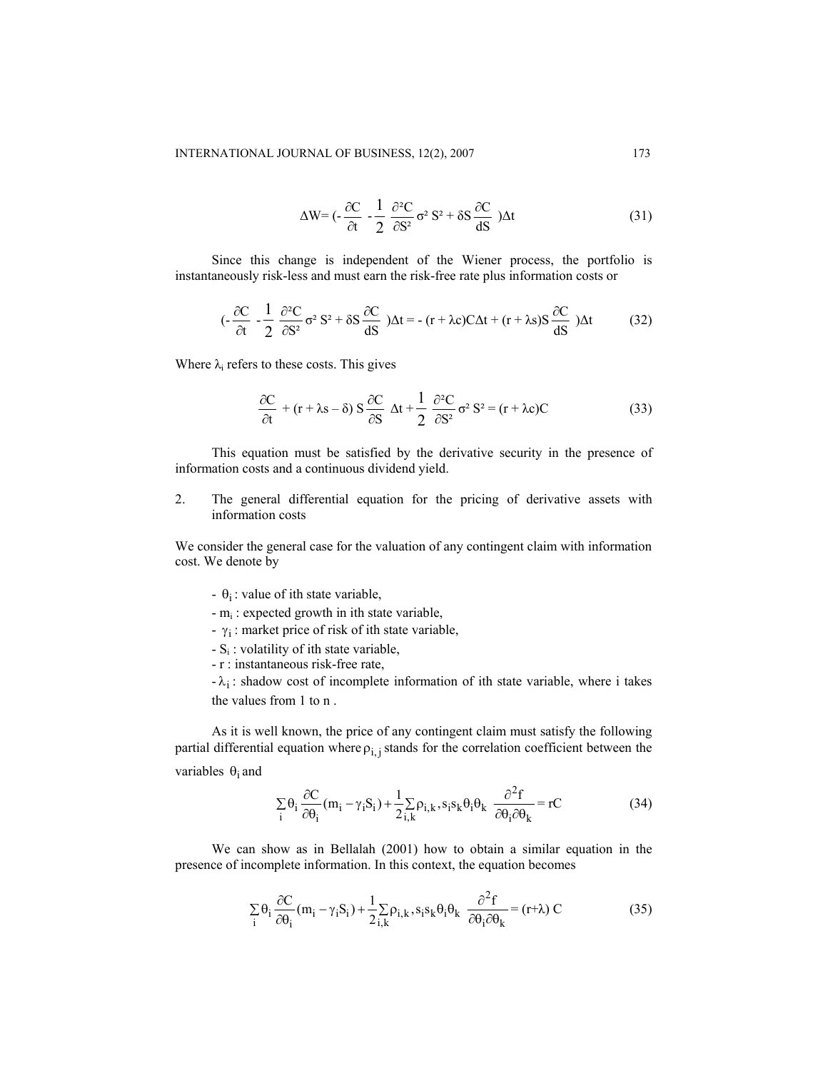$$\Delta W = \left(- \frac{\partial C}{\partial t} - \frac{1}{2} \frac{\partial^2 C}{\partial S^2} \sigma^2 S^2 + \delta S \frac{\partial C}{dS} \right) \Delta t \tag{31}$$

Since this change is independent of the Wiener process, the portfolio is instantaneously risk-less and must earn the risk-free rate plus information costs or

$$\left(- \frac{\partial C}{\partial t} - \frac{1}{2} \frac{\partial^2 C}{\partial S^2} \sigma^2 S^2 + \delta S \frac{\partial C}{dS} \right) \Delta t = - (r + \lambda c) C \Delta t + (r + \lambda s) S \frac{\partial C}{dS} \,) \Delta t \tag{32}$$

Where $\lambda_i$ refers to these costs. This gives

$$\frac{\partial C}{\partial t} + (r + \lambda s - \delta) S \frac{\partial C}{\partial S} \Delta t + \frac{1}{2} \frac{\partial^2 C}{\partial S^2} \sigma^2 S^2 = (r + \lambda c) C \tag{33}$$

This equation must be satisfied by the derivative security in the presence of information costs and a continuous dividend yield.

2. The general differential equation for the pricing of derivative assets with information costs

We consider the general case for the valuation of any contingent claim with information cost. We denote by

- $\theta_i$ : value of ith state variable,
- $m_i$ : expected growth in ith state variable,
- $\gamma_i$ : market price of risk of ith state variable,
- $S_i$ : volatility of ith state variable,
- $r$ : instantaneous risk-free rate,
- $\lambda_i$ : shadow cost of incomplete information of ith state variable, where i takes the values from 1 to n .

As it is well known, the price of any contingent claim must satisfy the following partial differential equation where $\rho_{i,j}$ stands for the correlation coefficient between the variables $\theta_i$ and

$$\sum_i \theta_i \frac{\partial C}{\partial \theta_i} (m_i - \gamma_i S_i) + \frac{1}{2} \sum_{i,k} \rho_{i,k}, s_i s_k \theta_i \theta_k \ \frac{\partial^2 f}{\partial \theta_i \partial \theta_k} = rC \tag{34}$$

We can show as in Bellalah (2001) how to obtain a similar equation in the presence of incomplete information. In this context, the equation becomes

$$\sum_i \theta_i \frac{\partial C}{\partial \theta_i} (m_i - \gamma_i S_i) + \frac{1}{2} \sum_{i,k} \rho_{i,k}, s_i s_k \theta_i \theta_k \ \frac{\partial^2 f}{\partial \theta_i \partial \theta_k} = (r + \lambda)\ C \tag{35}$$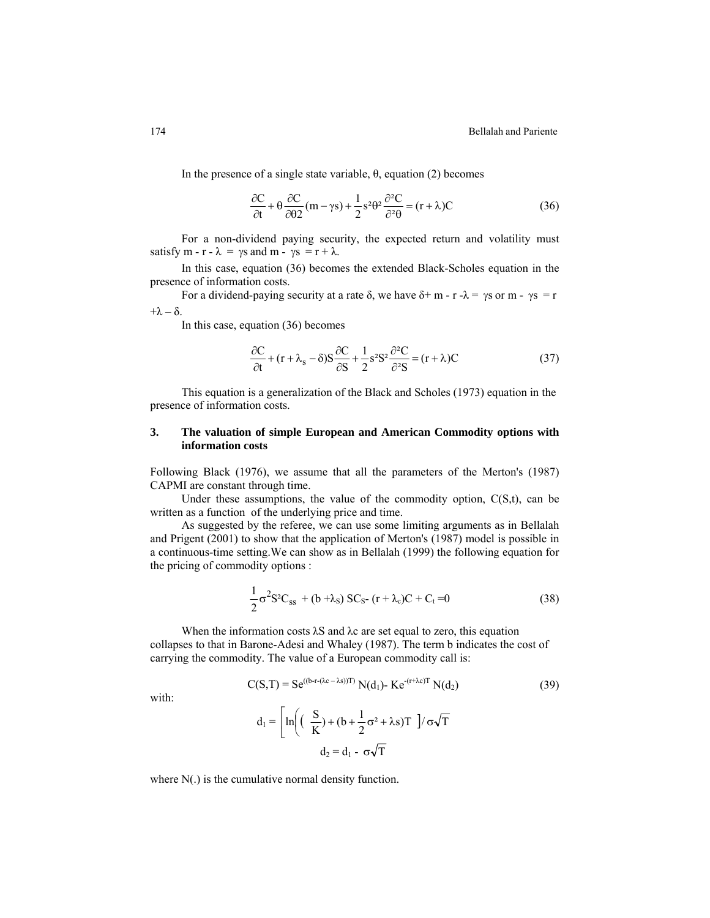In the presence of a single state variable, θ, equation (2) becomes

$$\frac{\partial C}{\partial t} + \theta \frac{\partial C}{\partial \theta 2}(m - \gamma s) + \frac{1}{2} s^2 \theta^2 \frac{\partial^2 C}{\partial^2 \theta} = (r + \lambda) C \tag{36}$$

For a non-dividend paying security, the expected return and volatility must satisfy $m - r - \lambda = \gamma s$ and $m - \gamma s = r + \lambda$.

In this case, equation (36) becomes the extended Black-Scholes equation in the presence of information costs.

For a dividend-paying security at a rate δ, we have $\delta + m - r - \lambda = \gamma s$ or $m - \gamma s = r + \lambda - \delta$.

In this case, equation (36) becomes

$$\frac{\partial C}{\partial t} + (r + \lambda_s - \delta) S \frac{\partial C}{\partial S} + \frac{1}{2} s^2 S^2 \frac{\partial^2 C}{\partial^2 S} = (r + \lambda) C \tag{37}$$

This equation is a generalization of the Black and Scholes (1973) equation in the presence of information costs.

## 3. The valuation of simple European and American Commodity options with information costs

Following Black (1976), we assume that all the parameters of the Merton's (1987) CAPMI are constant through time.

Under these assumptions, the value of the commodity option, C(S,t), can be written as a function of the underlying price and time.

As suggested by the referee, we can use some limiting arguments as in Bellalah and Prigent (2001) to show that the application of Merton's (1987) model is possible in a continuous-time setting.We can show as in Bellalah (1999) the following equation for the pricing of commodity options :

$$\frac{1}{2}\sigma^2 S^2 C_{ss} + (b + \lambda_S) S C_S - (r + \lambda_c) C + C_t = 0 \tag{38}$$

When the information costs λS and λc are set equal to zero, this equation collapses to that in Barone-Adesi and Whaley (1987). The term b indicates the cost of carrying the commodity. The value of a European commodity call is:

$$C(S,T) = S e^{((b - r - (\lambda c - \lambda s))T)} N(d_1) - K e^{-(r + \lambda c)T} N(d_2) \tag{39}$$

with:

$$d_1 = \left[ \ln\left( \left( \frac{S}{K} \right) + (b + \frac{1}{2}\sigma^2 + \lambda s) T \right] / \sigma \sqrt{T}$$

$$d_2 = d_1 - \sigma \sqrt{T}$$

where N(.) is the cumulative normal density function.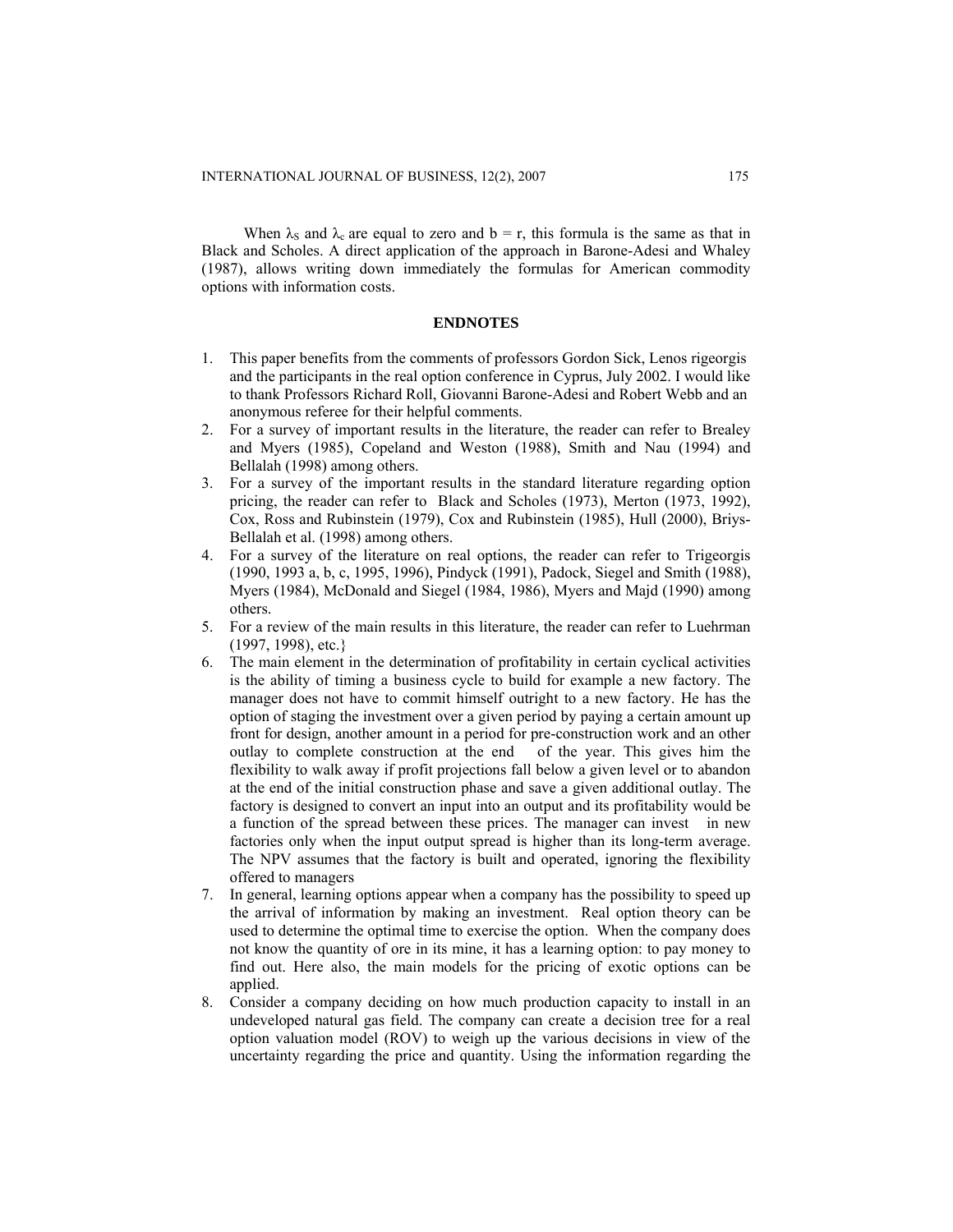When $\lambda_S$ and $\lambda_c$ are equal to zero and $b = r$, this formula is the same as that in Black and Scholes. A direct application of the approach in Barone-Adesi and Whaley (1987), allows writing down immediately the formulas for American commodity options with information costs.

## ENDNOTES

1. This paper benefits from the comments of professors Gordon Sick, Lenos rigeorgis and the participants in the real option conference in Cyprus, July 2002. I would like to thank Professors Richard Roll, Giovanni Barone-Adesi and Robert Webb and an anonymous referee for their helpful comments.
2. For a survey of important results in the literature, the reader can refer to Brealey and Myers (1985), Copeland and Weston (1988), Smith and Nau (1994) and Bellalah (1998) among others.
3. For a survey of the important results in the standard literature regarding option pricing, the reader can refer to Black and Scholes (1973), Merton (1973, 1992), Cox, Ross and Rubinstein (1979), Cox and Rubinstein (1985), Hull (2000), Briys-Bellalah et al. (1998) among others.
4. For a survey of the literature on real options, the reader can refer to Trigeorgis (1990, 1993 a, b, c, 1995, 1996), Pindyck (1991), Padock, Siegel and Smith (1988), Myers (1984), McDonald and Siegel (1984, 1986), Myers and Majd (1990) among others.
5. For a review of the main results in this literature, the reader can refer to Luehrman (1997, 1998), etc.}
6. The main element in the determination of profitability in certain cyclical activities is the ability of timing a business cycle to build for example a new factory. The manager does not have to commit himself outright to a new factory. He has the option of staging the investment over a given period by paying a certain amount up front for design, another amount in a period for pre-construction work and an other outlay to complete construction at the end of the year. This gives him the flexibility to walk away if profit projections fall below a given level or to abandon at the end of the initial construction phase and save a given additional outlay. The factory is designed to convert an input into an output and its profitability would be a function of the spread between these prices. The manager can invest in new factories only when the input output spread is higher than its long-term average. The NPV assumes that the factory is built and operated, ignoring the flexibility offered to managers
7. In general, learning options appear when a company has the possibility to speed up the arrival of information by making an investment. Real option theory can be used to determine the optimal time to exercise the option. When the company does not know the quantity of ore in its mine, it has a learning option: to pay money to find out. Here also, the main models for the pricing of exotic options can be applied.
8. Consider a company deciding on how much production capacity to install in an undeveloped natural gas field. The company can create a decision tree for a real option valuation model (ROV) to weigh up the various decisions in view of the uncertainty regarding the price and quantity. Using the information regarding the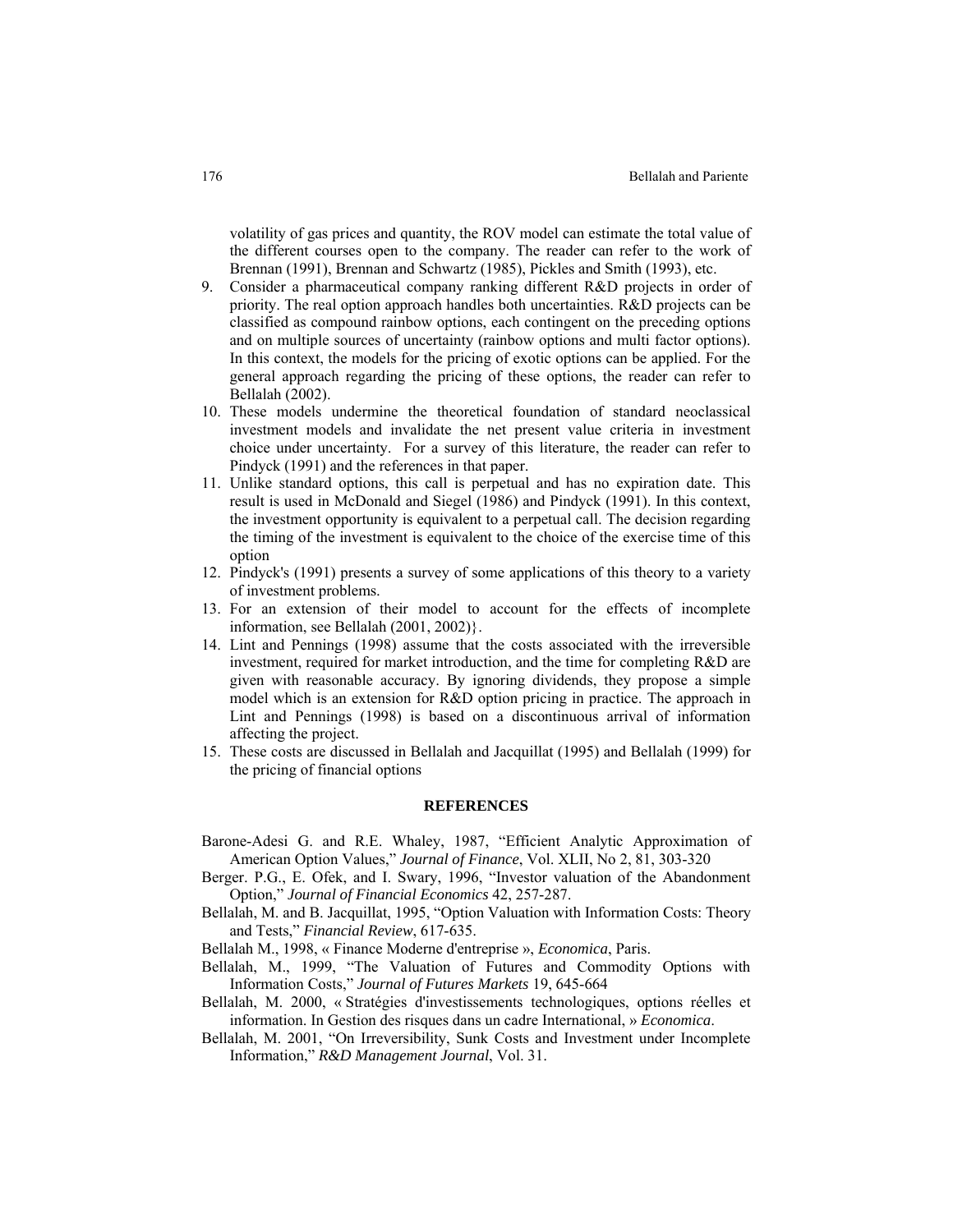volatility of gas prices and quantity, the ROV model can estimate the total value of the different courses open to the company. The reader can refer to the work of Brennan (1991), Brennan and Schwartz (1985), Pickles and Smith (1993), etc.

9. Consider a pharmaceutical company ranking different R&D projects in order of priority. The real option approach handles both uncertainties. R&D projects can be classified as compound rainbow options, each contingent on the preceding options and on multiple sources of uncertainty (rainbow options and multi factor options). In this context, the models for the pricing of exotic options can be applied. For the general approach regarding the pricing of these options, the reader can refer to Bellalah (2002).
10. These models undermine the theoretical foundation of standard neoclassical investment models and invalidate the net present value criteria in investment choice under uncertainty. For a survey of this literature, the reader can refer to Pindyck (1991) and the references in that paper.
11. Unlike standard options, this call is perpetual and has no expiration date. This result is used in McDonald and Siegel (1986) and Pindyck (1991). In this context, the investment opportunity is equivalent to a perpetual call. The decision regarding the timing of the investment is equivalent to the choice of the exercise time of this option
12. Pindyck's (1991) presents a survey of some applications of this theory to a variety of investment problems.
13. For an extension of their model to account for the effects of incomplete information, see Bellalah (2001, 2002)}.
14. Lint and Pennings (1998) assume that the costs associated with the irreversible investment, required for market introduction, and the time for completing R&D are given with reasonable accuracy. By ignoring dividends, they propose a simple model which is an extension for R&D option pricing in practice. The approach in Lint and Pennings (1998) is based on a discontinuous arrival of information affecting the project.
15. These costs are discussed in Bellalah and Jacquillat (1995) and Bellalah (1999) for the pricing of financial options

## REFERENCES

Barone-Adesi G. and R.E. Whaley, 1987, "Efficient Analytic Approximation of American Option Values," *Journal of Finance*, Vol. XLII, No 2, 81, 303-320

Berger. P.G., E. Ofek, and I. Swary, 1996, "Investor valuation of the Abandonment Option," *Journal of Financial Economics* 42, 257-287.

Bellalah, M. and B. Jacquillat, 1995, "Option Valuation with Information Costs: Theory and Tests," *Financial Review*, 617-635.

Bellalah M., 1998, « Finance Moderne d'entreprise », *Economica*, Paris.

Bellalah, M., 1999, "The Valuation of Futures and Commodity Options with Information Costs," *Journal of Futures Markets* 19, 645-664

Bellalah, M. 2000, « Stratégies d'investissements technologiques, options réelles et information. In Gestion des risques dans un cadre International, » *Economica*.

Bellalah, M. 2001, "On Irreversibility, Sunk Costs and Investment under Incomplete Information," *R&D Management Journal*, Vol. 31.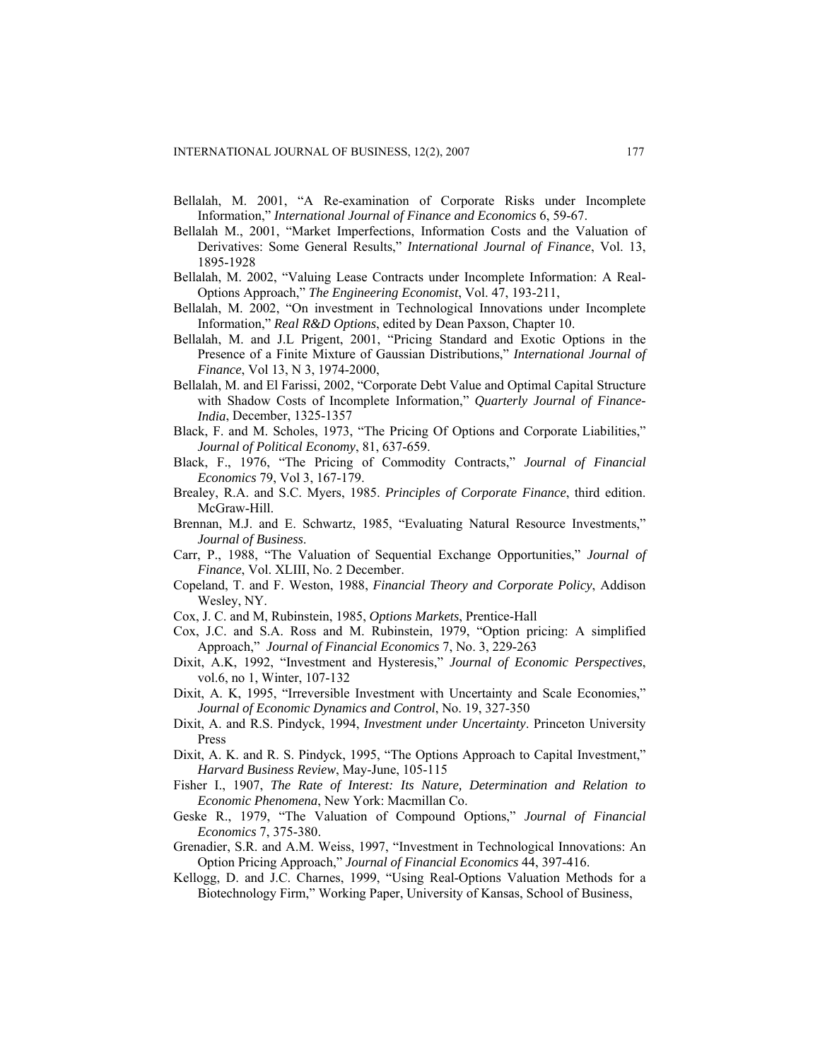Bellalah, M. 2001, "A Re-examination of Corporate Risks under Incomplete Information," *International Journal of Finance and Economics* 6, 59-67.

Bellalah M., 2001, "Market Imperfections, Information Costs and the Valuation of Derivatives: Some General Results," *International Journal of Finance*, Vol. 13, 1895-1928

Bellalah, M. 2002, "Valuing Lease Contracts under Incomplete Information: A Real-Options Approach," *The Engineering Economist*, Vol. 47, 193-211,

Bellalah, M. 2002, "On investment in Technological Innovations under Incomplete Information," *Real R&D Options*, edited by Dean Paxson, Chapter 10.

Bellalah, M. and J.L Prigent, 2001, "Pricing Standard and Exotic Options in the Presence of a Finite Mixture of Gaussian Distributions," *International Journal of Finance*, Vol 13, N 3, 1974-2000,

Bellalah, M. and El Farissi, 2002, "Corporate Debt Value and Optimal Capital Structure with Shadow Costs of Incomplete Information," *Quarterly Journal of Finance-India*, December, 1325-1357

Black, F. and M. Scholes, 1973, "The Pricing Of Options and Corporate Liabilities," *Journal of Political Economy*, 81, 637-659.

Black, F., 1976, "The Pricing of Commodity Contracts," *Journal of Financial Economics* 79, Vol 3, 167-179.

Brealey, R.A. and S.C. Myers, 1985. *Principles of Corporate Finance*, third edition. McGraw-Hill.

Brennan, M.J. and E. Schwartz, 1985, "Evaluating Natural Resource Investments," *Journal of Business*.

Carr, P., 1988, "The Valuation of Sequential Exchange Opportunities," *Journal of Finance*, Vol. XLIII, No. 2 December.

Copeland, T. and F. Weston, 1988, *Financial Theory and Corporate Policy*, Addison Wesley, NY.

Cox, J. C. and M, Rubinstein, 1985, *Options Markets*, Prentice-Hall

Cox, J.C. and S.A. Ross and M. Rubinstein, 1979, "Option pricing: A simplified Approach," *Journal of Financial Economics* 7, No. 3, 229-263

Dixit, A.K, 1992, "Investment and Hysteresis," *Journal of Economic Perspectives*, vol.6, no 1, Winter, 107-132

Dixit, A. K, 1995, "Irreversible Investment with Uncertainty and Scale Economies," *Journal of Economic Dynamics and Control*, No. 19, 327-350

Dixit, A. and R.S. Pindyck, 1994, *Investment under Uncertainty*. Princeton University Press

Dixit, A. K. and R. S. Pindyck, 1995, "The Options Approach to Capital Investment," *Harvard Business Review*, May-June, 105-115

Fisher I., 1907, *The Rate of Interest: Its Nature, Determination and Relation to Economic Phenomena*, New York: Macmillan Co.

Geske R., 1979, "The Valuation of Compound Options," *Journal of Financial Economics* 7, 375-380.

Grenadier, S.R. and A.M. Weiss, 1997, "Investment in Technological Innovations: An Option Pricing Approach," *Journal of Financial Economics* 44, 397-416.

Kellogg, D. and J.C. Charnes, 1999, "Using Real-Options Valuation Methods for a Biotechnology Firm," Working Paper, University of Kansas, School of Business,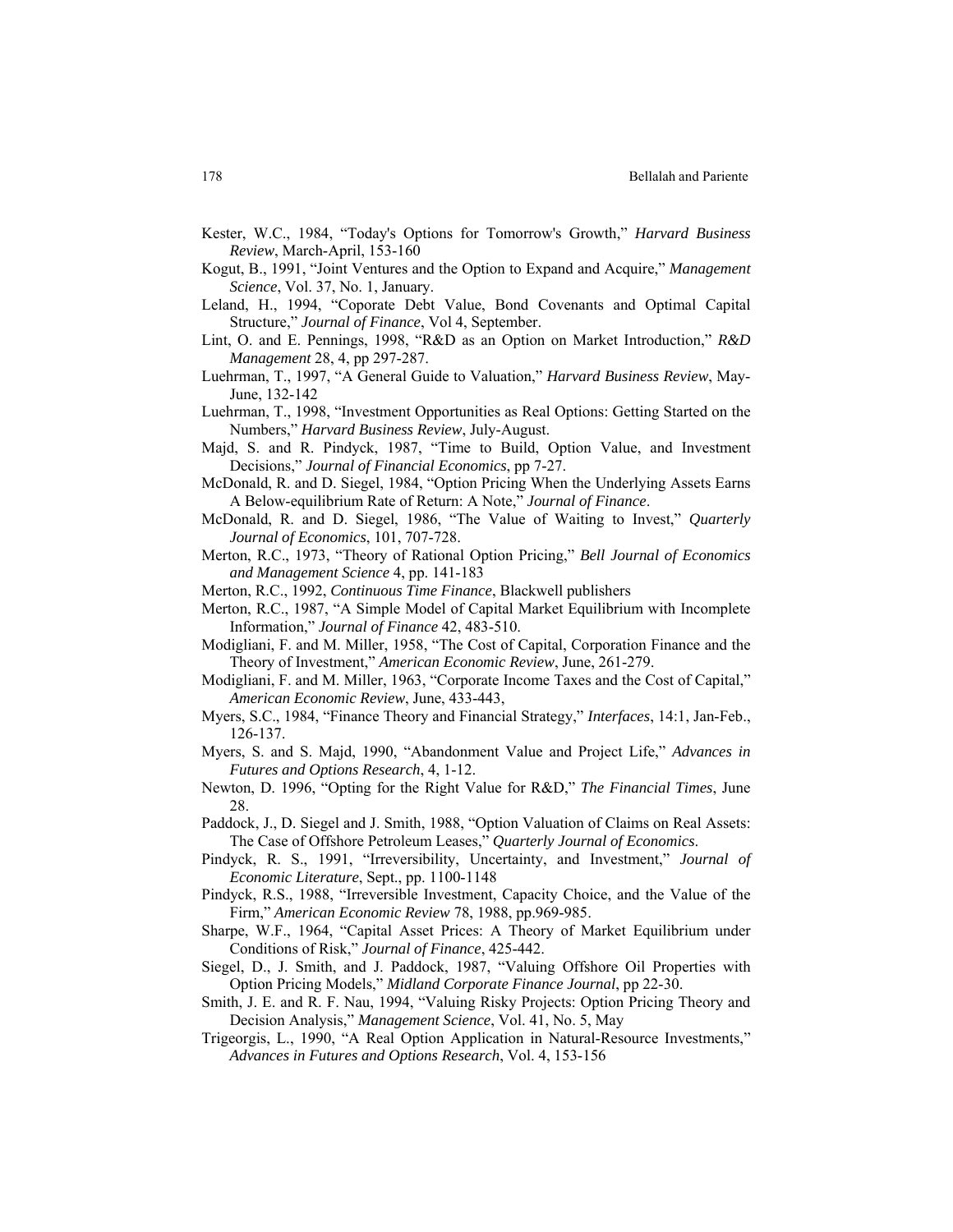Kester, W.C., 1984, "Today's Options for Tomorrow's Growth," *Harvard Business Review*, March-April, 153-160

Kogut, B., 1991, "Joint Ventures and the Option to Expand and Acquire," *Management Science*, Vol. 37, No. 1, January.

Leland, H., 1994, "Coporate Debt Value, Bond Covenants and Optimal Capital Structure," *Journal of Finance*, Vol 4, September.

Lint, O. and E. Pennings, 1998, "R&D as an Option on Market Introduction," *R&D Management* 28, 4, pp 297-287.

Luehrman, T., 1997, "A General Guide to Valuation," *Harvard Business Review*, May-June, 132-142

Luehrman, T., 1998, "Investment Opportunities as Real Options: Getting Started on the Numbers," *Harvard Business Review*, July-August.

Majd, S. and R. Pindyck, 1987, "Time to Build, Option Value, and Investment Decisions," *Journal of Financial Economics*, pp 7-27.

McDonald, R. and D. Siegel, 1984, "Option Pricing When the Underlying Assets Earns A Below-equilibrium Rate of Return: A Note," *Journal of Finance*.

McDonald, R. and D. Siegel, 1986, "The Value of Waiting to Invest," *Quarterly Journal of Economics*, 101, 707-728.

Merton, R.C., 1973, "Theory of Rational Option Pricing," *Bell Journal of Economics and Management Science* 4, pp. 141-183

Merton, R.C., 1992, *Continuous Time Finance*, Blackwell publishers

Merton, R.C., 1987, "A Simple Model of Capital Market Equilibrium with Incomplete Information," *Journal of Finance* 42, 483-510.

Modigliani, F. and M. Miller, 1958, "The Cost of Capital, Corporation Finance and the Theory of Investment," *American Economic Review*, June, 261-279.

Modigliani, F. and M. Miller, 1963, "Corporate Income Taxes and the Cost of Capital," *American Economic Review*, June, 433-443,

Myers, S.C., 1984, "Finance Theory and Financial Strategy," *Interfaces*, 14:1, Jan-Feb., 126-137.

Myers, S. and S. Majd, 1990, "Abandonment Value and Project Life," *Advances in Futures and Options Research*, 4, 1-12.

Newton, D. 1996, "Opting for the Right Value for R&D," *The Financial Times*, June 28.

Paddock, J., D. Siegel and J. Smith, 1988, "Option Valuation of Claims on Real Assets: The Case of Offshore Petroleum Leases," *Quarterly Journal of Economics*.

Pindyck, R. S., 1991, "Irreversibility, Uncertainty, and Investment," *Journal of Economic Literature*, Sept., pp. 1100-1148

Pindyck, R.S., 1988, "Irreversible Investment, Capacity Choice, and the Value of the Firm," *American Economic Review* 78, 1988, pp.969-985.

Sharpe, W.F., 1964, "Capital Asset Prices: A Theory of Market Equilibrium under Conditions of Risk," *Journal of Finance*, 425-442.

Siegel, D., J. Smith, and J. Paddock, 1987, "Valuing Offshore Oil Properties with Option Pricing Models," *Midland Corporate Finance Journal*, pp 22-30.

Smith, J. E. and R. F. Nau, 1994, "Valuing Risky Projects: Option Pricing Theory and Decision Analysis," *Management Science*, Vol. 41, No. 5, May

Trigeorgis, L., 1990, "A Real Option Application in Natural-Resource Investments," *Advances in Futures and Options Research*, Vol. 4, 153-156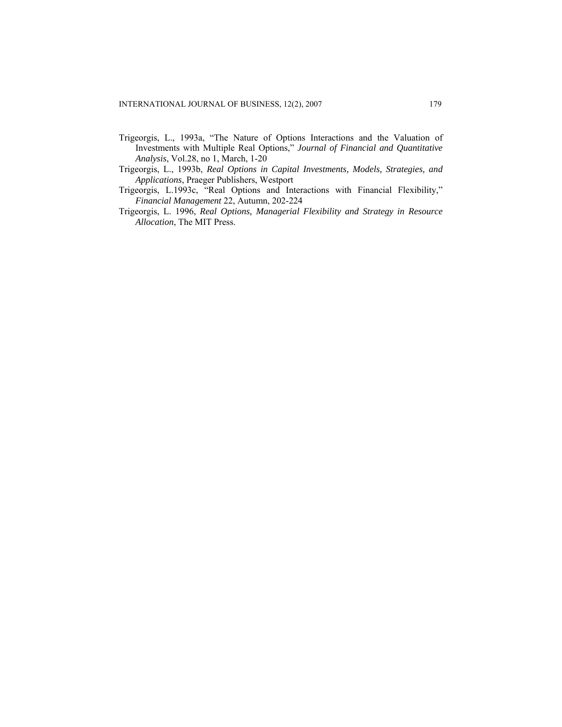Trigeorgis, L., 1993a, “The Nature of Options Interactions and the Valuation of Investments with Multiple Real Options,” *Journal of Financial and Quantitative Analysis*, Vol.28, no 1, March, 1-20

Trigeorgis, L., 1993b, *Real Options in Capital Investments, Models, Strategies, and Applications*, Praeger Publishers, Westport

Trigeorgis, L.1993c, “Real Options and Interactions with Financial Flexibility,” *Financial Management* 22, Autumn, 202-224

Trigeorgis, L. 1996, *Real Options, Managerial Flexibility and Strategy in Resource Allocation*, The MIT Press.